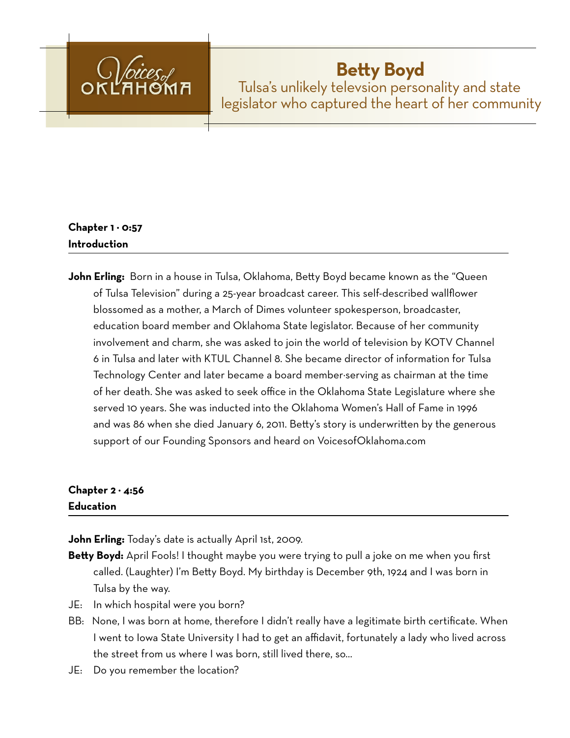# Betty Boyd

Tulsa's unlikely televsion personality and state legislator who captured the heart of her community

**Chapter 1 · 0:57**
**Introduction**

**John Erling:** Born in a house in Tulsa, Oklahoma, Betty Boyd became known as the "Queen of Tulsa Television" during a 25-year broadcast career. This self-described wallflower blossomed as a mother, a March of Dimes volunteer spokesperson, broadcaster, education board member and Oklahoma State legislator. Because of her community involvement and charm, she was asked to join the world of television by KOTV Channel 6 in Tulsa and later with KTUL Channel 8. She became director of information for Tulsa Technology Center and later became a board member-serving as chairman at the time of her death. She was asked to seek office in the Oklahoma State Legislature where she served 10 years. She was inducted into the Oklahoma Women's Hall of Fame in 1996 and was 86 when she died January 6, 2011. Betty's story is underwritten by the generous support of our Founding Sponsors and heard on VoicesofOklahoma.com

**Chapter 2 · 4:56**
**Education**

**John Erling:** Today's date is actually April 1st, 2009.

**Betty Boyd:** April Fools! I thought maybe you were trying to pull a joke on me when you first called. (Laughter) I'm Betty Boyd. My birthday is December 9th, 1924 and I was born in Tulsa by the way.

JE: In which hospital were you born?

BB: None, I was born at home, therefore I didn't really have a legitimate birth certificate. When I went to Iowa State University I had to get an affidavit, fortunately a lady who lived across the street from us where I was born, still lived there, so...

JE: Do you remember the location?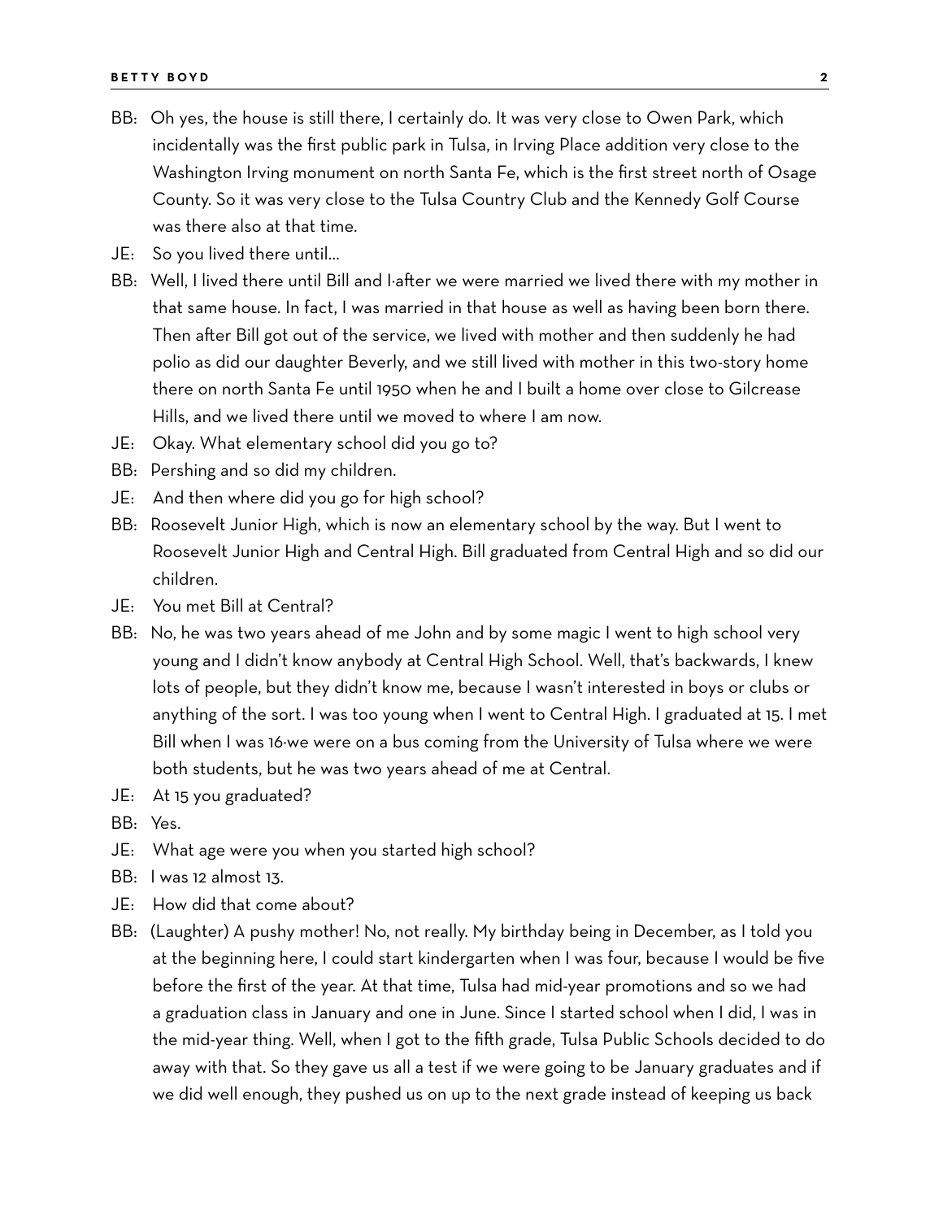BB: Oh yes, the house is still there, I certainly do. It was very close to Owen Park, which incidentally was the first public park in Tulsa, in Irving Place addition very close to the Washington Irving monument on north Santa Fe, which is the first street north of Osage County. So it was very close to the Tulsa Country Club and the Kennedy Golf Course was there also at that time.

JE: So you lived there until…

BB: Well, I lived there until Bill and I-after we were married we lived there with my mother in that same house. In fact, I was married in that house as well as having been born there. Then after Bill got out of the service, we lived with mother and then suddenly he had polio as did our daughter Beverly, and we still lived with mother in this two-story home there on north Santa Fe until 1950 when he and I built a home over close to Gilcrease Hills, and we lived there until we moved to where I am now.

JE: Okay. What elementary school did you go to?

BB: Pershing and so did my children.

JE: And then where did you go for high school?

BB: Roosevelt Junior High, which is now an elementary school by the way. But I went to Roosevelt Junior High and Central High. Bill graduated from Central High and so did our children.

JE: You met Bill at Central?

BB: No, he was two years ahead of me John and by some magic I went to high school very young and I didn't know anybody at Central High School. Well, that's backwards, I knew lots of people, but they didn't know me, because I wasn't interested in boys or clubs or anything of the sort. I was too young when I went to Central High. I graduated at 15. I met Bill when I was 16-we were on a bus coming from the University of Tulsa where we were both students, but he was two years ahead of me at Central.

JE: At 15 you graduated?

BB: Yes.

JE: What age were you when you started high school?

BB: I was 12 almost 13.

JE: How did that come about?

BB: (Laughter) A pushy mother! No, not really. My birthday being in December, as I told you at the beginning here, I could start kindergarten when I was four, because I would be five before the first of the year. At that time, Tulsa had mid-year promotions and so we had a graduation class in January and one in June. Since I started school when I did, I was in the mid-year thing. Well, when I got to the fifth grade, Tulsa Public Schools decided to do away with that. So they gave us all a test if we were going to be January graduates and if we did well enough, they pushed us on up to the next grade instead of keeping us back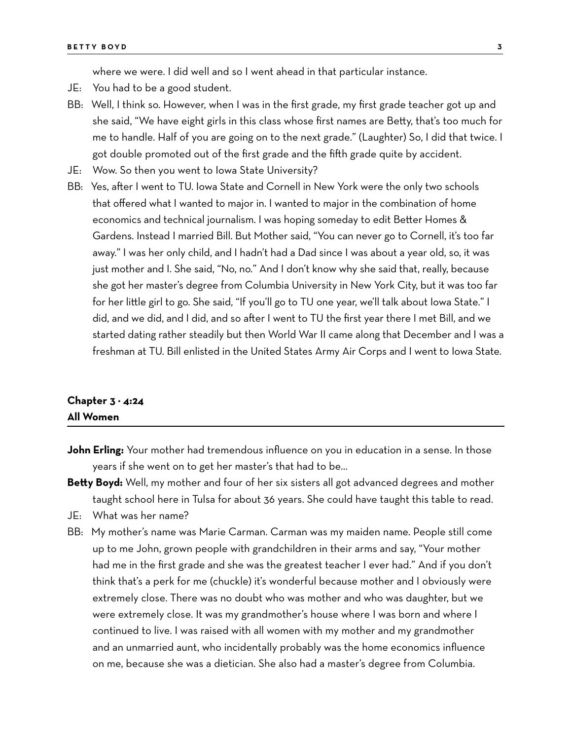where we were. I did well and so I went ahead in that particular instance.

JE: You had to be a good student.

BB: Well, I think so. However, when I was in the first grade, my first grade teacher got up and she said, "We have eight girls in this class whose first names are Betty, that's too much for me to handle. Half of you are going on to the next grade." (Laughter) So, I did that twice. I got double promoted out of the first grade and the fifth grade quite by accident.

JE: Wow. So then you went to Iowa State University?

BB: Yes, after I went to TU. Iowa State and Cornell in New York were the only two schools that offered what I wanted to major in. I wanted to major in the combination of home economics and technical journalism. I was hoping someday to edit Better Homes & Gardens. Instead I married Bill. But Mother said, "You can never go to Cornell, it's too far away." I was her only child, and I hadn't had a Dad since I was about a year old, so, it was just mother and I. She said, "No, no." And I don't know why she said that, really, because she got her master's degree from Columbia University in New York City, but it was too far for her little girl to go. She said, "If you'll go to TU one year, we'll talk about Iowa State." I did, and we did, and I did, and so after I went to TU the first year there I met Bill, and we started dating rather steadily but then World War II came along that December and I was a freshman at TU. Bill enlisted in the United States Army Air Corps and I went to Iowa State.

## Chapter 3 · 4:24
## All Women

**John Erling:** Your mother had tremendous influence on you in education in a sense. In those years if she went on to get her master's that had to be...

**Betty Boyd:** Well, my mother and four of her six sisters all got advanced degrees and mother taught school here in Tulsa for about 36 years. She could have taught this table to read.

JE: What was her name?

BB: My mother's name was Marie Carman. Carman was my maiden name. People still come up to me John, grown people with grandchildren in their arms and say, "Your mother had me in the first grade and she was the greatest teacher I ever had." And if you don't think that's a perk for me (chuckle) it's wonderful because mother and I obviously were extremely close. There was no doubt who was mother and who was daughter, but we were extremely close. It was my grandmother's house where I was born and where I continued to live. I was raised with all women with my mother and my grandmother and an unmarried aunt, who incidentally probably was the home economics influence on me, because she was a dietician. She also had a master's degree from Columbia.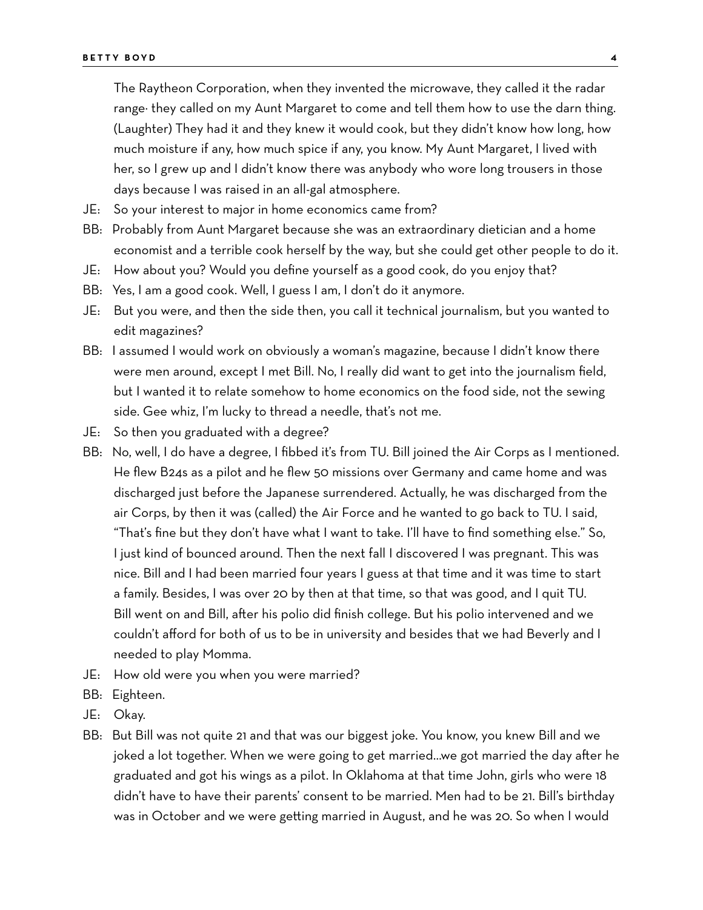The Raytheon Corporation, when they invented the microwave, they called it the radar range· they called on my Aunt Margaret to come and tell them how to use the darn thing. (Laughter) They had it and they knew it would cook, but they didn't know how long, how much moisture if any, how much spice if any, you know. My Aunt Margaret, I lived with her, so I grew up and I didn't know there was anybody who wore long trousers in those days because I was raised in an all-gal atmosphere.

JE: So your interest to major in home economics came from?

BB: Probably from Aunt Margaret because she was an extraordinary dietician and a home economist and a terrible cook herself by the way, but she could get other people to do it.

JE: How about you? Would you define yourself as a good cook, do you enjoy that?

BB: Yes, I am a good cook. Well, I guess I am, I don't do it anymore.

JE: But you were, and then the side then, you call it technical journalism, but you wanted to edit magazines?

BB: I assumed I would work on obviously a woman's magazine, because I didn't know there were men around, except I met Bill. No, I really did want to get into the journalism field, but I wanted it to relate somehow to home economics on the food side, not the sewing side. Gee whiz, I'm lucky to thread a needle, that's not me.

JE: So then you graduated with a degree?

BB: No, well, I do have a degree, I fibbed it's from TU. Bill joined the Air Corps as I mentioned. He flew B24s as a pilot and he flew 50 missions over Germany and came home and was discharged just before the Japanese surrendered. Actually, he was discharged from the air Corps, by then it was (called) the Air Force and he wanted to go back to TU. I said, "That's fine but they don't have what I want to take. I'll have to find something else." So, I just kind of bounced around. Then the next fall I discovered I was pregnant. This was nice. Bill and I had been married four years I guess at that time and it was time to start a family. Besides, I was over 20 by then at that time, so that was good, and I quit TU. Bill went on and Bill, after his polio did finish college. But his polio intervened and we couldn't afford for both of us to be in university and besides that we had Beverly and I needed to play Momma.

JE: How old were you when you were married?

BB: Eighteen.

JE: Okay.

BB: But Bill was not quite 21 and that was our biggest joke. You know, you knew Bill and we joked a lot together. When we were going to get married…we got married the day after he graduated and got his wings as a pilot. In Oklahoma at that time John, girls who were 18 didn't have to have their parents' consent to be married. Men had to be 21. Bill's birthday was in October and we were getting married in August, and he was 20. So when I would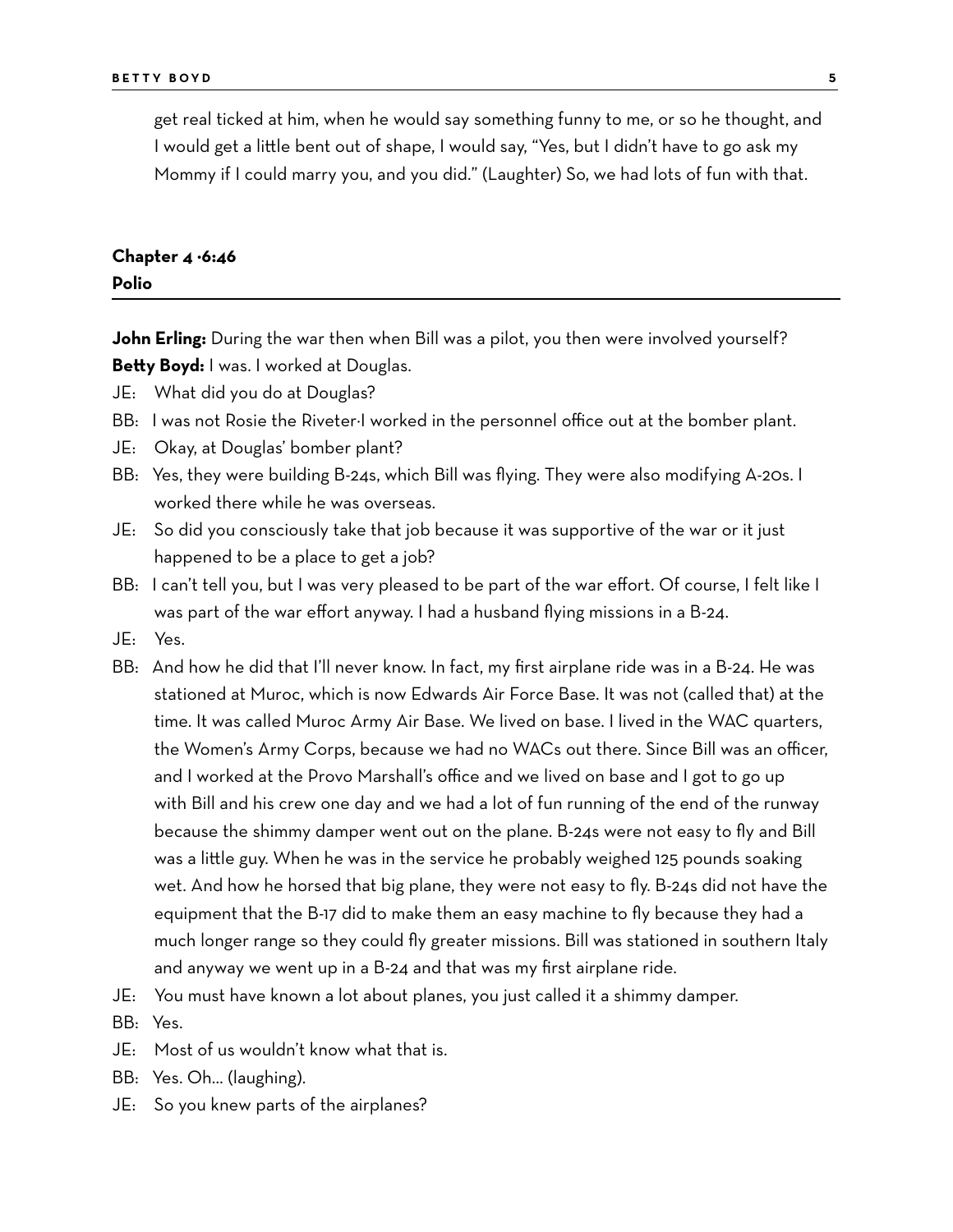get real ticked at him, when he would say something funny to me, or so he thought, and I would get a little bent out of shape, I would say, "Yes, but I didn't have to go ask my Mommy if I could marry you, and you did." (Laughter) So, we had lots of fun with that.

## Chapter 4 ·6:46
## Polio

**John Erling:** During the war then when Bill was a pilot, you then were involved yourself?

**Betty Boyd:** I was. I worked at Douglas.

JE: What did you do at Douglas?

BB: I was not Rosie the Riveter·I worked in the personnel office out at the bomber plant.

JE: Okay, at Douglas' bomber plant?

BB: Yes, they were building B-24s, which Bill was flying. They were also modifying A-20s. I worked there while he was overseas.

JE: So did you consciously take that job because it was supportive of the war or it just happened to be a place to get a job?

BB: I can't tell you, but I was very pleased to be part of the war effort. Of course, I felt like I was part of the war effort anyway. I had a husband flying missions in a B-24.

JE: Yes.

BB: And how he did that I'll never know. In fact, my first airplane ride was in a B-24. He was stationed at Muroc, which is now Edwards Air Force Base. It was not (called that) at the time. It was called Muroc Army Air Base. We lived on base. I lived in the WAC quarters, the Women's Army Corps, because we had no WACs out there. Since Bill was an officer, and I worked at the Provo Marshall's office and we lived on base and I got to go up with Bill and his crew one day and we had a lot of fun running of the end of the runway because the shimmy damper went out on the plane. B-24s were not easy to fly and Bill was a little guy. When he was in the service he probably weighed 125 pounds soaking wet. And how he horsed that big plane, they were not easy to fly. B-24s did not have the equipment that the B-17 did to make them an easy machine to fly because they had a much longer range so they could fly greater missions. Bill was stationed in southern Italy and anyway we went up in a B-24 and that was my first airplane ride.

JE: You must have known a lot about planes, you just called it a shimmy damper.

BB: Yes.

JE: Most of us wouldn't know what that is.

BB: Yes. Oh... (laughing).

JE: So you knew parts of the airplanes?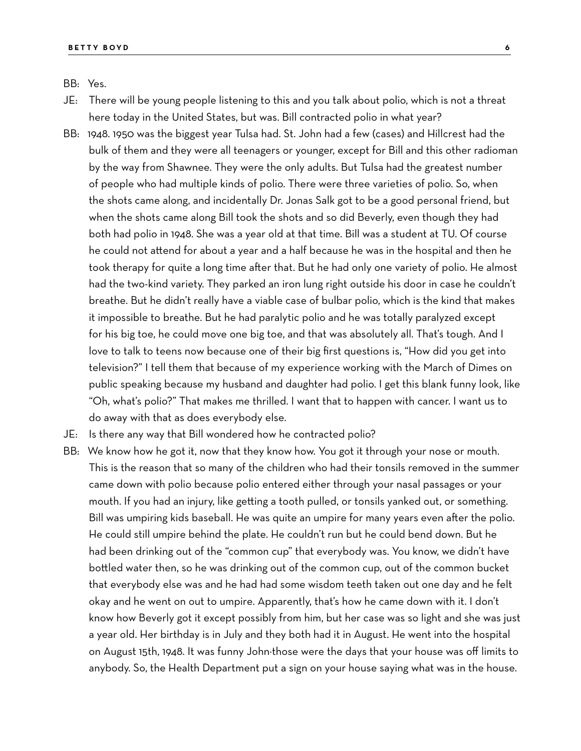BB: Yes.

JE: There will be young people listening to this and you talk about polio, which is not a threat here today in the United States, but was. Bill contracted polio in what year?

BB: 1948. 1950 was the biggest year Tulsa had. St. John had a few (cases) and Hillcrest had the bulk of them and they were all teenagers or younger, except for Bill and this other radioman by the way from Shawnee. They were the only adults. But Tulsa had the greatest number of people who had multiple kinds of polio. There were three varieties of polio. So, when the shots came along, and incidentally Dr. Jonas Salk got to be a good personal friend, but when the shots came along Bill took the shots and so did Beverly, even though they had both had polio in 1948. She was a year old at that time. Bill was a student at TU. Of course he could not attend for about a year and a half because he was in the hospital and then he took therapy for quite a long time after that. But he had only one variety of polio. He almost had the two-kind variety. They parked an iron lung right outside his door in case he couldn't breathe. But he didn't really have a viable case of bulbar polio, which is the kind that makes it impossible to breathe. But he had paralytic polio and he was totally paralyzed except for his big toe, he could move one big toe, and that was absolutely all. That's tough. And I love to talk to teens now because one of their big first questions is, "How did you get into television?" I tell them that because of my experience working with the March of Dimes on public speaking because my husband and daughter had polio. I get this blank funny look, like "Oh, what's polio?" That makes me thrilled. I want that to happen with cancer. I want us to do away with that as does everybody else.

JE: Is there any way that Bill wondered how he contracted polio?

BB: We know how he got it, now that they know how. You got it through your nose or mouth. This is the reason that so many of the children who had their tonsils removed in the summer came down with polio because polio entered either through your nasal passages or your mouth. If you had an injury, like getting a tooth pulled, or tonsils yanked out, or something. Bill was umpiring kids baseball. He was quite an umpire for many years even after the polio. He could still umpire behind the plate. He couldn't run but he could bend down. But he had been drinking out of the "common cup" that everybody was. You know, we didn't have bottled water then, so he was drinking out of the common cup, out of the common bucket that everybody else was and he had had some wisdom teeth taken out one day and he felt okay and he went on out to umpire. Apparently, that's how he came down with it. I don't know how Beverly got it except possibly from him, but her case was so light and she was just a year old. Her birthday is in July and they both had it in August. He went into the hospital on August 15th, 1948. It was funny John-those were the days that your house was off limits to anybody. So, the Health Department put a sign on your house saying what was in the house.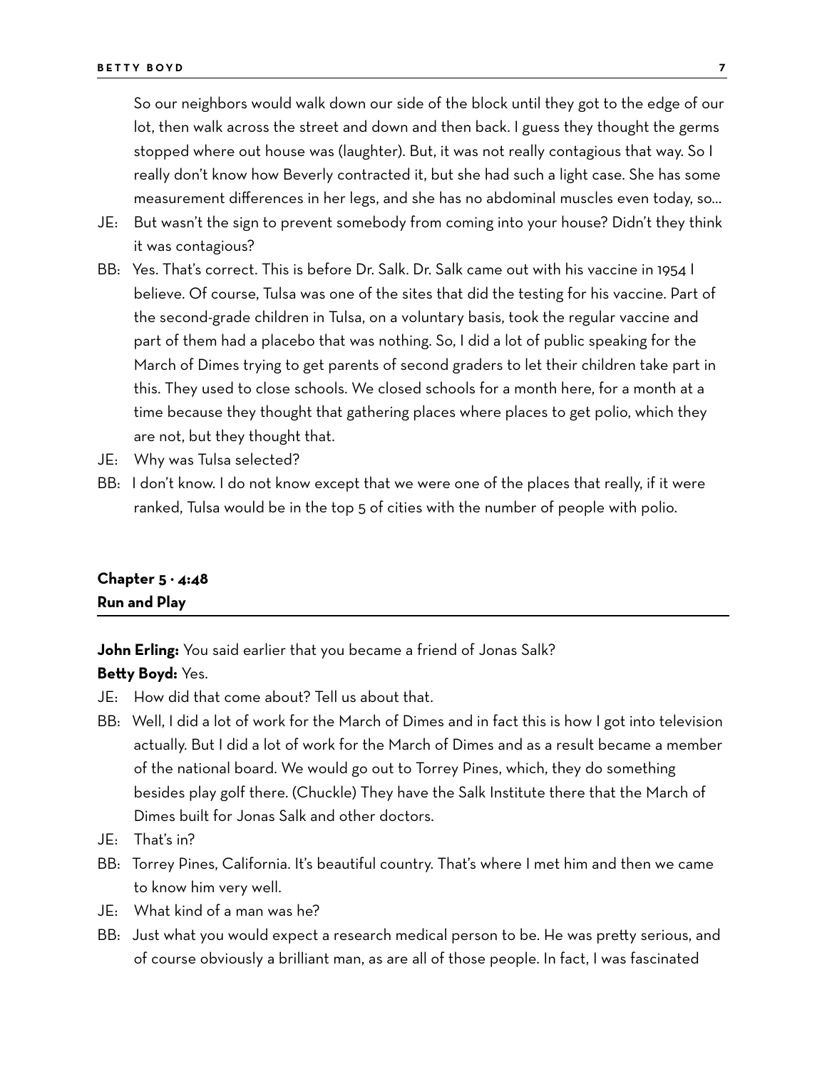So our neighbors would walk down our side of the block until they got to the edge of our lot, then walk across the street and down and then back. I guess they thought the germs stopped where out house was (laughter). But, it was not really contagious that way. So I really don't know how Beverly contracted it, but she had such a light case. She has some measurement differences in her legs, and she has no abdominal muscles even today, so...

JE: But wasn't the sign to prevent somebody from coming into your house? Didn't they think it was contagious?

BB: Yes. That's correct. This is before Dr. Salk. Dr. Salk came out with his vaccine in 1954 I believe. Of course, Tulsa was one of the sites that did the testing for his vaccine. Part of the second-grade children in Tulsa, on a voluntary basis, took the regular vaccine and part of them had a placebo that was nothing. So, I did a lot of public speaking for the March of Dimes trying to get parents of second graders to let their children take part in this. They used to close schools. We closed schools for a month here, for a month at a time because they thought that gathering places where places to get polio, which they are not, but they thought that.

JE: Why was Tulsa selected?

BB: I don't know. I do not know except that we were one of the places that really, if it were ranked, Tulsa would be in the top 5 of cities with the number of people with polio.

## Chapter 5 · 4:48
## Run and Play

**John Erling:** You said earlier that you became a friend of Jonas Salk?

**Betty Boyd:** Yes.

JE: How did that come about? Tell us about that.

BB: Well, I did a lot of work for the March of Dimes and in fact this is how I got into television actually. But I did a lot of work for the March of Dimes and as a result became a member of the national board. We would go out to Torrey Pines, which, they do something besides play golf there. (Chuckle) They have the Salk Institute there that the March of Dimes built for Jonas Salk and other doctors.

JE: That's in?

BB: Torrey Pines, California. It's beautiful country. That's where I met him and then we came to know him very well.

JE: What kind of a man was he?

BB: Just what you would expect a research medical person to be. He was pretty serious, and of course obviously a brilliant man, as are all of those people. In fact, I was fascinated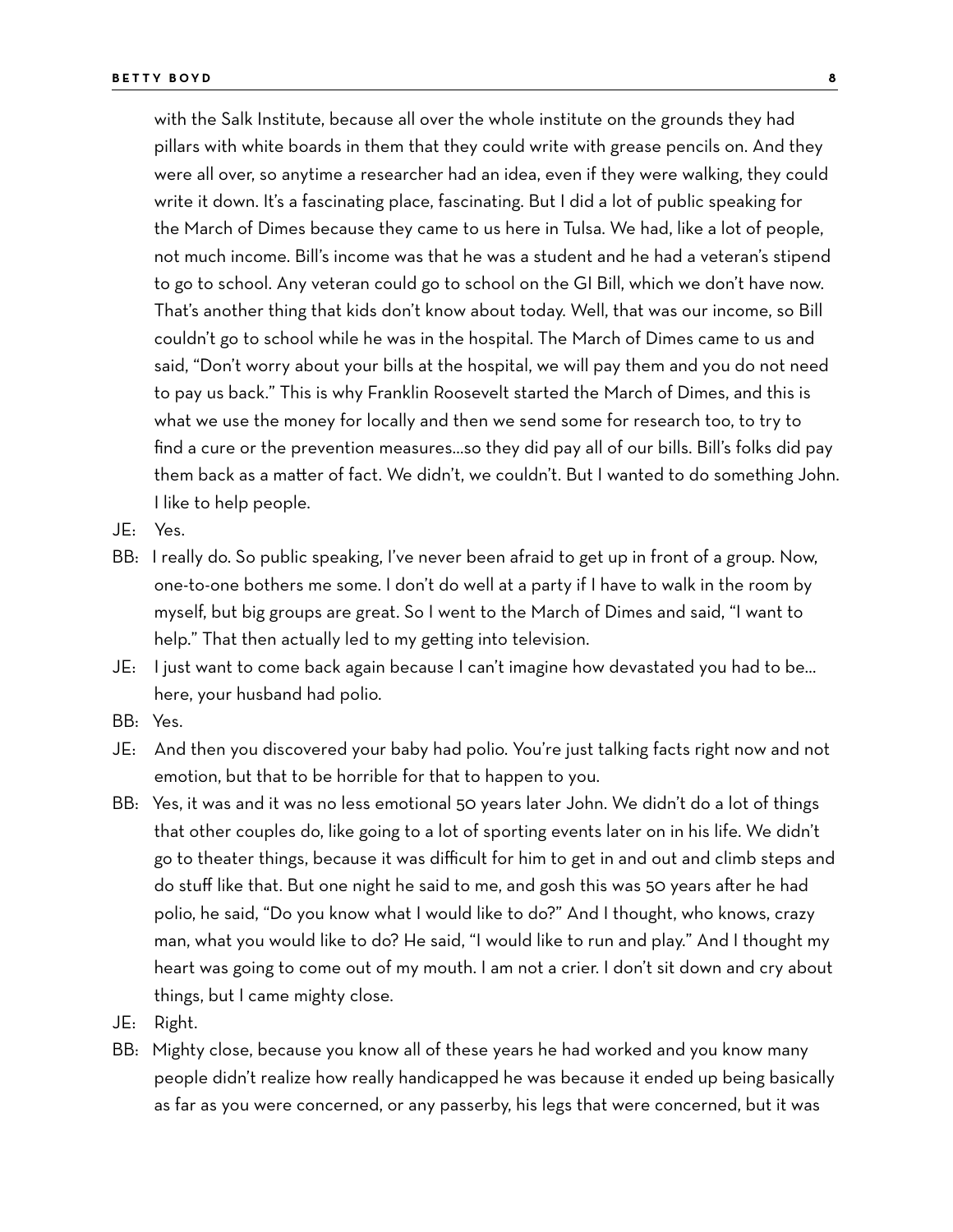with the Salk Institute, because all over the whole institute on the grounds they had pillars with white boards in them that they could write with grease pencils on. And they were all over, so anytime a researcher had an idea, even if they were walking, they could write it down. It's a fascinating place, fascinating. But I did a lot of public speaking for the March of Dimes because they came to us here in Tulsa. We had, like a lot of people, not much income. Bill's income was that he was a student and he had a veteran's stipend to go to school. Any veteran could go to school on the GI Bill, which we don't have now. That's another thing that kids don't know about today. Well, that was our income, so Bill couldn't go to school while he was in the hospital. The March of Dimes came to us and said, "Don't worry about your bills at the hospital, we will pay them and you do not need to pay us back." This is why Franklin Roosevelt started the March of Dimes, and this is what we use the money for locally and then we send some for research too, to try to find a cure or the prevention measures...so they did pay all of our bills. Bill's folks did pay them back as a matter of fact. We didn't, we couldn't. But I wanted to do something John. I like to help people.

JE: Yes.

BB: I really do. So public speaking, I've never been afraid to get up in front of a group. Now, one-to-one bothers me some. I don't do well at a party if I have to walk in the room by myself, but big groups are great. So I went to the March of Dimes and said, "I want to help." That then actually led to my getting into television.

JE: I just want to come back again because I can't imagine how devastated you had to be... here, your husband had polio.

BB: Yes.

JE: And then you discovered your baby had polio. You're just talking facts right now and not emotion, but that to be horrible for that to happen to you.

BB: Yes, it was and it was no less emotional 50 years later John. We didn't do a lot of things that other couples do, like going to a lot of sporting events later on in his life. We didn't go to theater things, because it was difficult for him to get in and out and climb steps and do stuff like that. But one night he said to me, and gosh this was 50 years after he had polio, he said, "Do you know what I would like to do?" And I thought, who knows, crazy man, what you would like to do? He said, "I would like to run and play." And I thought my heart was going to come out of my mouth. I am not a crier. I don't sit down and cry about things, but I came mighty close.

JE: Right.

BB: Mighty close, because you know all of these years he had worked and you know many people didn't realize how really handicapped he was because it ended up being basically as far as you were concerned, or any passerby, his legs that were concerned, but it was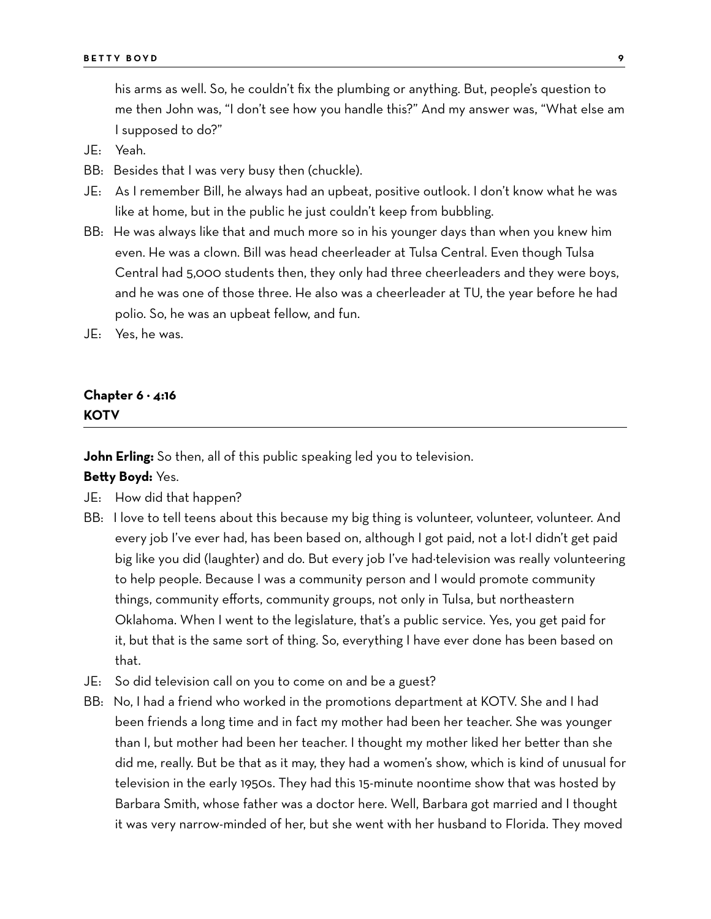his arms as well. So, he couldn't fix the plumbing or anything. But, people's question to me then John was, "I don't see how you handle this?" And my answer was, "What else am I supposed to do?"

JE: Yeah.

BB: Besides that I was very busy then (chuckle).

JE: As I remember Bill, he always had an upbeat, positive outlook. I don't know what he was like at home, but in the public he just couldn't keep from bubbling.

BB: He was always like that and much more so in his younger days than when you knew him even. He was a clown. Bill was head cheerleader at Tulsa Central. Even though Tulsa Central had 5,000 students then, they only had three cheerleaders and they were boys, and he was one of those three. He also was a cheerleader at TU, the year before he had polio. So, he was an upbeat fellow, and fun.

JE: Yes, he was.

## Chapter 6 · 4:16
## KOTV

**John Erling:** So then, all of this public speaking led you to television.

**Betty Boyd:** Yes.

JE: How did that happen?

BB: I love to tell teens about this because my big thing is volunteer, volunteer, volunteer. And every job I've ever had, has been based on, although I got paid, not a lot·I didn't get paid big like you did (laughter) and do. But every job I've had·television was really volunteering to help people. Because I was a community person and I would promote community things, community efforts, community groups, not only in Tulsa, but northeastern Oklahoma. When I went to the legislature, that's a public service. Yes, you get paid for it, but that is the same sort of thing. So, everything I have ever done has been based on that.

JE: So did television call on you to come on and be a guest?

BB: No, I had a friend who worked in the promotions department at KOTV. She and I had been friends a long time and in fact my mother had been her teacher. She was younger than I, but mother had been her teacher. I thought my mother liked her better than she did me, really. But be that as it may, they had a women's show, which is kind of unusual for television in the early 1950s. They had this 15-minute noontime show that was hosted by Barbara Smith, whose father was a doctor here. Well, Barbara got married and I thought it was very narrow-minded of her, but she went with her husband to Florida. They moved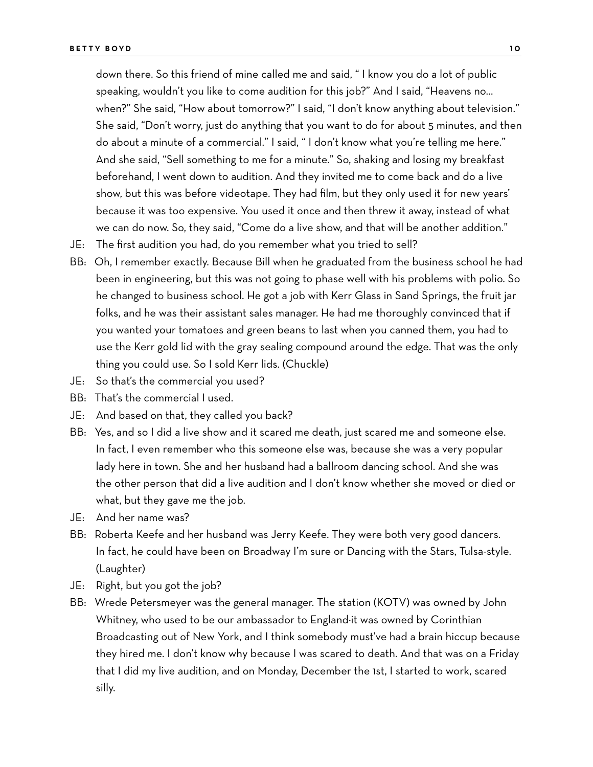down there. So this friend of mine called me and said, " I know you do a lot of public speaking, wouldn't you like to come audition for this job?" And I said, "Heavens no... when?" She said, "How about tomorrow?" I said, "I don't know anything about television." She said, "Don't worry, just do anything that you want to do for about 5 minutes, and then do about a minute of a commercial." I said, " I don't know what you're telling me here." And she said, "Sell something to me for a minute." So, shaking and losing my breakfast beforehand, I went down to audition. And they invited me to come back and do a live show, but this was before videotape. They had film, but they only used it for new years' because it was too expensive. You used it once and then threw it away, instead of what we can do now. So, they said, "Come do a live show, and that will be another addition."

JE: The first audition you had, do you remember what you tried to sell?

BB: Oh, I remember exactly. Because Bill when he graduated from the business school he had been in engineering, but this was not going to phase well with his problems with polio. So he changed to business school. He got a job with Kerr Glass in Sand Springs, the fruit jar folks, and he was their assistant sales manager. He had me thoroughly convinced that if you wanted your tomatoes and green beans to last when you canned them, you had to use the Kerr gold lid with the gray sealing compound around the edge. That was the only thing you could use. So I sold Kerr lids. (Chuckle)

JE: So that's the commercial you used?

BB: That's the commercial I used.

JE: And based on that, they called you back?

BB: Yes, and so I did a live show and it scared me death, just scared me and someone else. In fact, I even remember who this someone else was, because she was a very popular lady here in town. She and her husband had a ballroom dancing school. And she was the other person that did a live audition and I don't know whether she moved or died or what, but they gave me the job.

JE: And her name was?

BB: Roberta Keefe and her husband was Jerry Keefe. They were both very good dancers. In fact, he could have been on Broadway I'm sure or Dancing with the Stars, Tulsa-style. (Laughter)

JE: Right, but you got the job?

BB: Wrede Petersmeyer was the general manager. The station (KOTV) was owned by John Whitney, who used to be our ambassador to England·it was owned by Corinthian Broadcasting out of New York, and I think somebody must've had a brain hiccup because they hired me. I don't know why because I was scared to death. And that was on a Friday that I did my live audition, and on Monday, December the 1st, I started to work, scared silly.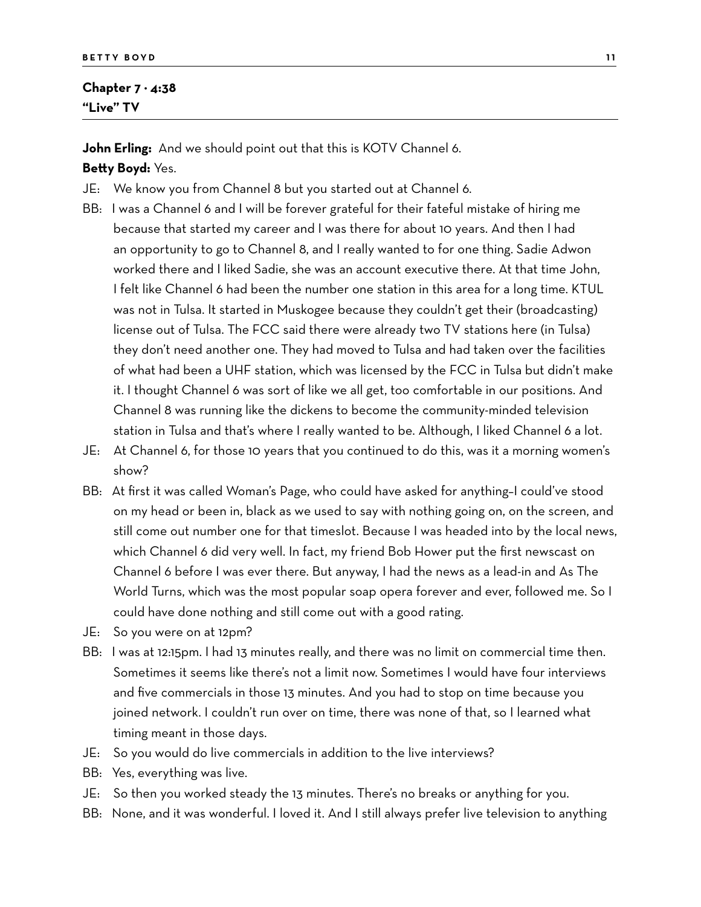## Chapter 7 · 4:38
## "Live" TV

**John Erling:** And we should point out that this is KOTV Channel 6.

**Betty Boyd:** Yes.

JE: We know you from Channel 8 but you started out at Channel 6.

BB: I was a Channel 6 and I will be forever grateful for their fateful mistake of hiring me because that started my career and I was there for about 10 years. And then I had an opportunity to go to Channel 8, and I really wanted to for one thing. Sadie Adwon worked there and I liked Sadie, she was an account executive there. At that time John, I felt like Channel 6 had been the number one station in this area for a long time. KTUL was not in Tulsa. It started in Muskogee because they couldn't get their (broadcasting) license out of Tulsa. The FCC said there were already two TV stations here (in Tulsa) they don't need another one. They had moved to Tulsa and had taken over the facilities of what had been a UHF station, which was licensed by the FCC in Tulsa but didn't make it. I thought Channel 6 was sort of like we all get, too comfortable in our positions. And Channel 8 was running like the dickens to become the community-minded television station in Tulsa and that's where I really wanted to be. Although, I liked Channel 6 a lot.

JE: At Channel 6, for those 10 years that you continued to do this, was it a morning women's show?

BB: At first it was called Woman's Page, who could have asked for anything–I could've stood on my head or been in, black as we used to say with nothing going on, on the screen, and still come out number one for that timeslot. Because I was headed into by the local news, which Channel 6 did very well. In fact, my friend Bob Hower put the first newscast on Channel 6 before I was ever there. But anyway, I had the news as a lead-in and As The World Turns, which was the most popular soap opera forever and ever, followed me. So I could have done nothing and still come out with a good rating.

JE: So you were on at 12pm?

BB: I was at 12:15pm. I had 13 minutes really, and there was no limit on commercial time then. Sometimes it seems like there's not a limit now. Sometimes I would have four interviews and five commercials in those 13 minutes. And you had to stop on time because you joined network. I couldn't run over on time, there was none of that, so I learned what timing meant in those days.

JE: So you would do live commercials in addition to the live interviews?

BB: Yes, everything was live.

JE: So then you worked steady the 13 minutes. There's no breaks or anything for you.

BB: None, and it was wonderful. I loved it. And I still always prefer live television to anything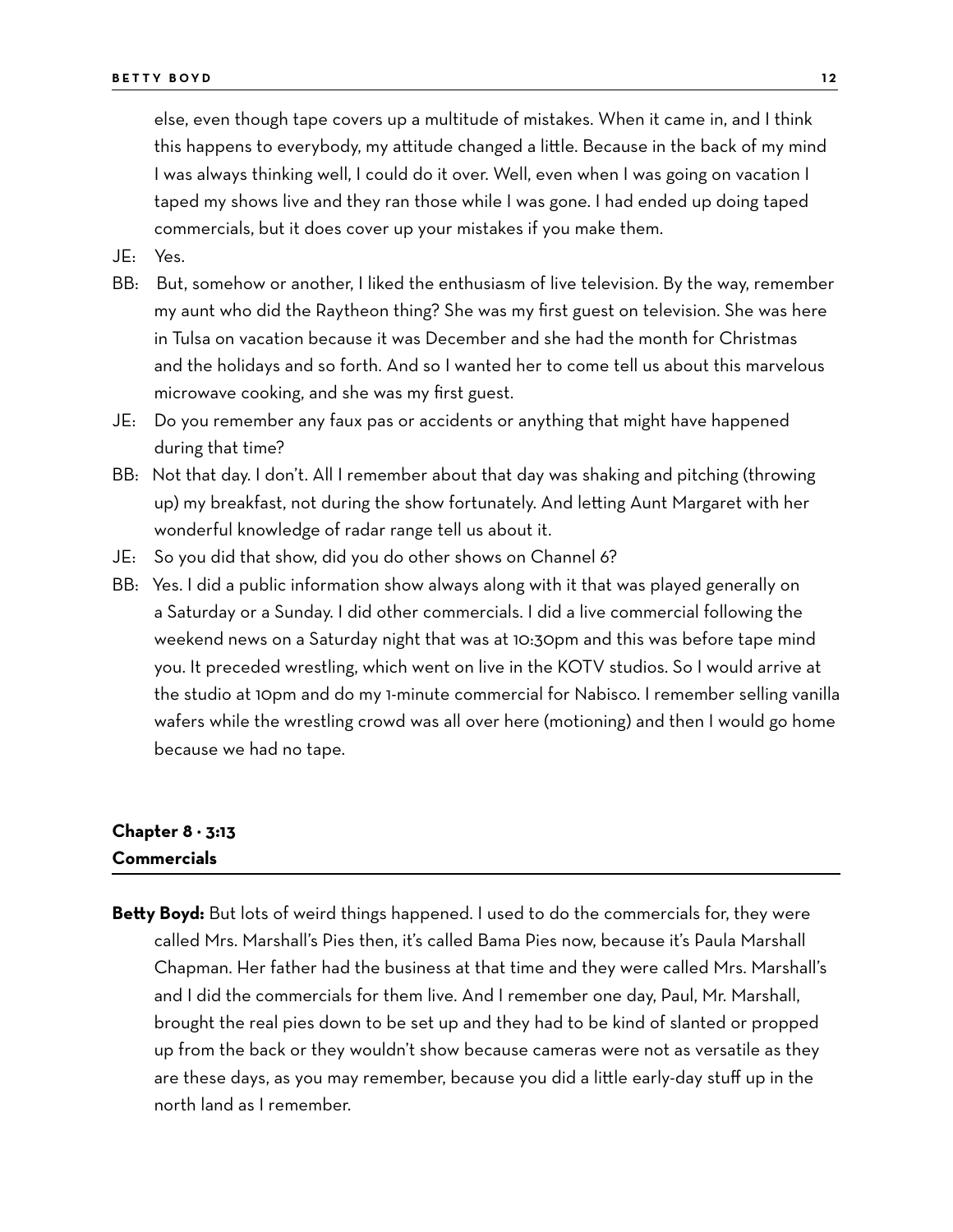else, even though tape covers up a multitude of mistakes. When it came in, and I think this happens to everybody, my attitude changed a little. Because in the back of my mind I was always thinking well, I could do it over. Well, even when I was going on vacation I taped my shows live and they ran those while I was gone. I had ended up doing taped commercials, but it does cover up your mistakes if you make them.

JE: Yes.

BB: But, somehow or another, I liked the enthusiasm of live television. By the way, remember my aunt who did the Raytheon thing? She was my first guest on television. She was here in Tulsa on vacation because it was December and she had the month for Christmas and the holidays and so forth. And so I wanted her to come tell us about this marvelous microwave cooking, and she was my first guest.

JE: Do you remember any faux pas or accidents or anything that might have happened during that time?

BB: Not that day. I don't. All I remember about that day was shaking and pitching (throwing up) my breakfast, not during the show fortunately. And letting Aunt Margaret with her wonderful knowledge of radar range tell us about it.

JE: So you did that show, did you do other shows on Channel 6?

BB: Yes. I did a public information show always along with it that was played generally on a Saturday or a Sunday. I did other commercials. I did a live commercial following the weekend news on a Saturday night that was at 10:30pm and this was before tape mind you. It preceded wrestling, which went on live in the KOTV studios. So I would arrive at the studio at 10pm and do my 1-minute commercial for Nabisco. I remember selling vanilla wafers while the wrestling crowd was all over here (motioning) and then I would go home because we had no tape.

## Chapter 8 · 3:13
## Commercials

**Betty Boyd:** But lots of weird things happened. I used to do the commercials for, they were called Mrs. Marshall's Pies then, it's called Bama Pies now, because it's Paula Marshall Chapman. Her father had the business at that time and they were called Mrs. Marshall's and I did the commercials for them live. And I remember one day, Paul, Mr. Marshall, brought the real pies down to be set up and they had to be kind of slanted or propped up from the back or they wouldn't show because cameras were not as versatile as they are these days, as you may remember, because you did a little early-day stuff up in the north land as I remember.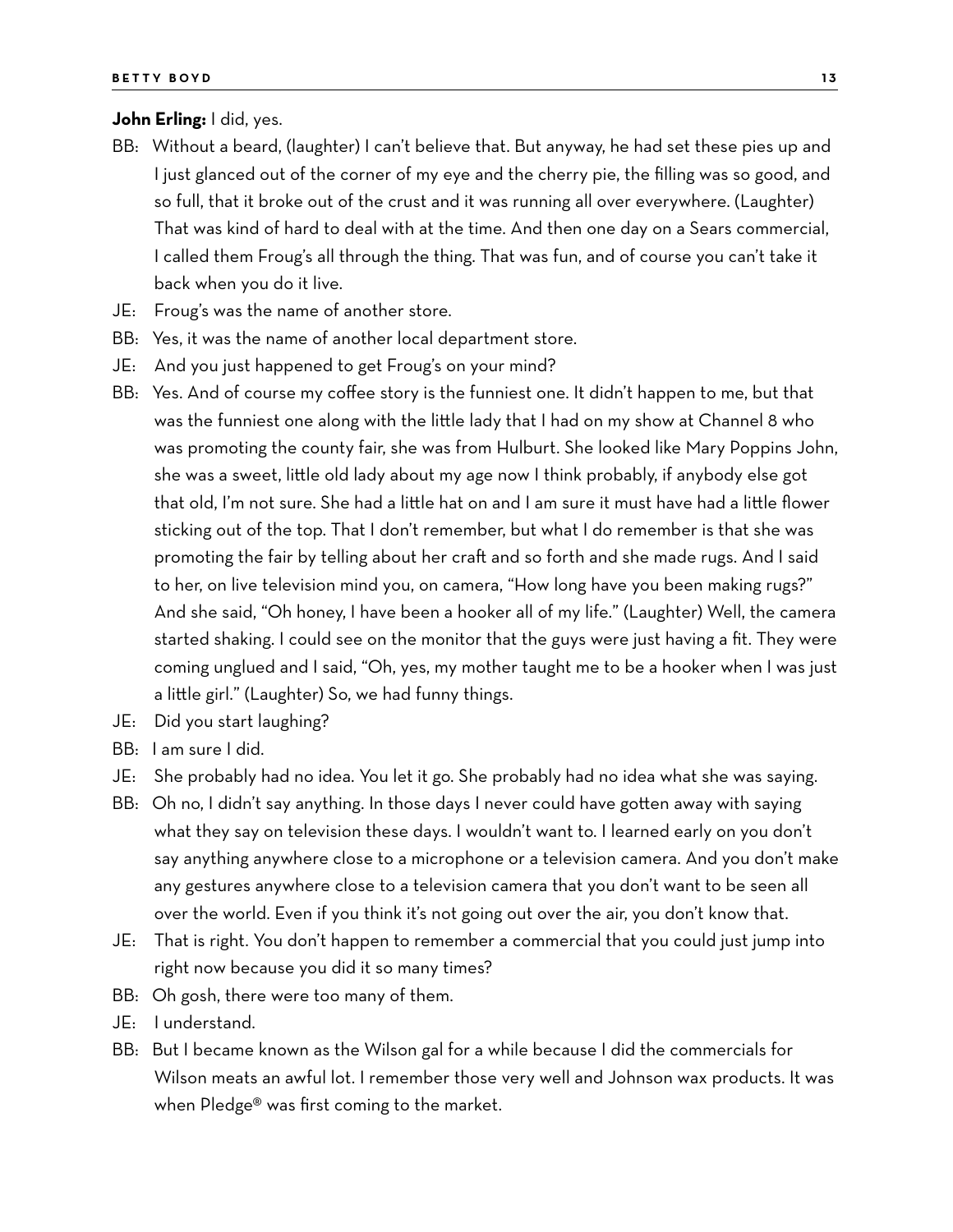**John Erling:** I did, yes.

BB: Without a beard, (laughter) I can't believe that. But anyway, he had set these pies up and I just glanced out of the corner of my eye and the cherry pie, the filling was so good, and so full, that it broke out of the crust and it was running all over everywhere. (Laughter) That was kind of hard to deal with at the time. And then one day on a Sears commercial, I called them Froug's all through the thing. That was fun, and of course you can't take it back when you do it live.

JE: Froug's was the name of another store.

BB: Yes, it was the name of another local department store.

JE: And you just happened to get Froug's on your mind?

BB: Yes. And of course my coffee story is the funniest one. It didn't happen to me, but that was the funniest one along with the little lady that I had on my show at Channel 8 who was promoting the county fair, she was from Hulburt. She looked like Mary Poppins John, she was a sweet, little old lady about my age now I think probably, if anybody else got that old, I'm not sure. She had a little hat on and I am sure it must have had a little flower sticking out of the top. That I don't remember, but what I do remember is that she was promoting the fair by telling about her craft and so forth and she made rugs. And I said to her, on live television mind you, on camera, "How long have you been making rugs?" And she said, "Oh honey, I have been a hooker all of my life." (Laughter) Well, the camera started shaking. I could see on the monitor that the guys were just having a fit. They were coming unglued and I said, "Oh, yes, my mother taught me to be a hooker when I was just a little girl." (Laughter) So, we had funny things.

JE: Did you start laughing?

BB: I am sure I did.

JE: She probably had no idea. You let it go. She probably had no idea what she was saying.

BB: Oh no, I didn't say anything. In those days I never could have gotten away with saying what they say on television these days. I wouldn't want to. I learned early on you don't say anything anywhere close to a microphone or a television camera. And you don't make any gestures anywhere close to a television camera that you don't want to be seen all over the world. Even if you think it's not going out over the air, you don't know that.

JE: That is right. You don't happen to remember a commercial that you could just jump into right now because you did it so many times?

BB: Oh gosh, there were too many of them.

JE: I understand.

BB: But I became known as the Wilson gal for a while because I did the commercials for Wilson meats an awful lot. I remember those very well and Johnson wax products. It was when Pledge® was first coming to the market.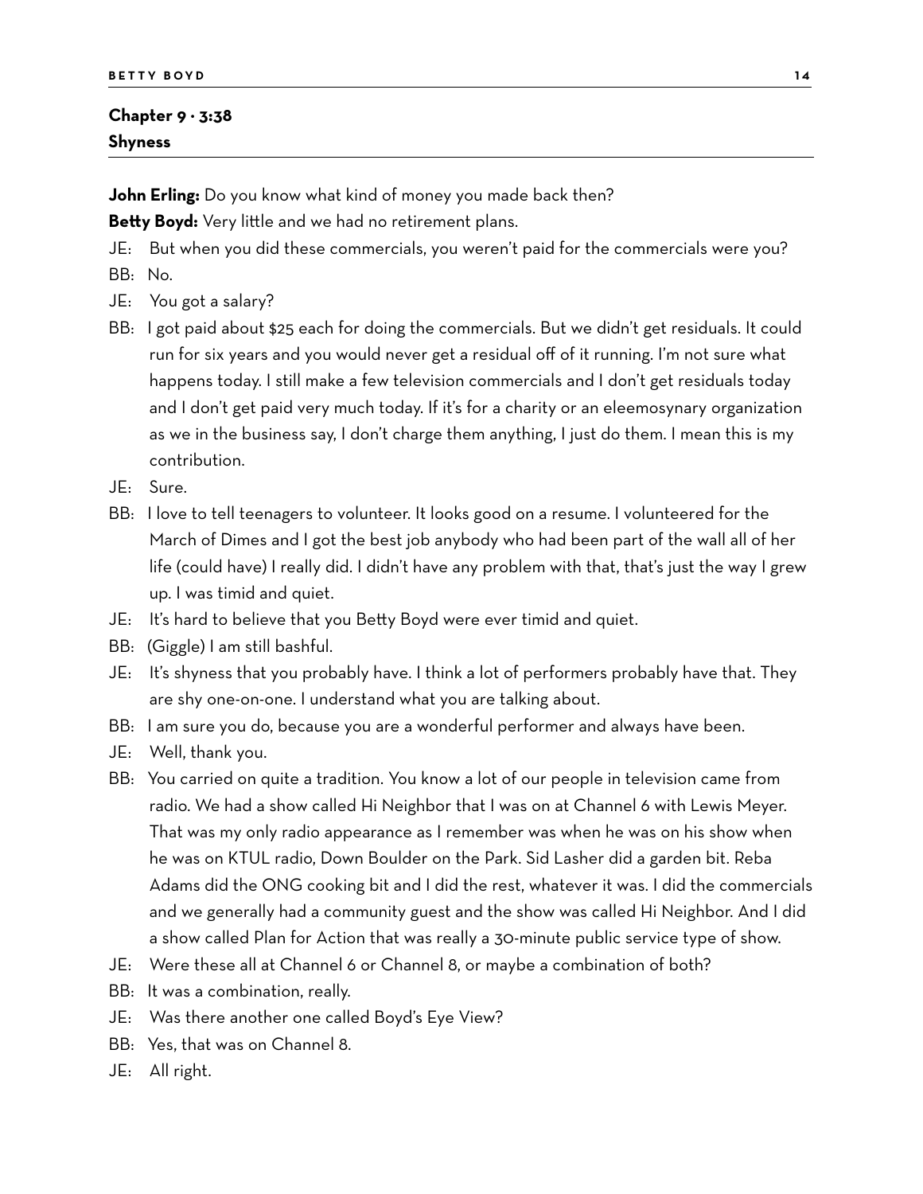## Chapter 9 · 3:38
## Shyness

**John Erling:** Do you know what kind of money you made back then?

**Betty Boyd:** Very little and we had no retirement plans.

JE: But when you did these commercials, you weren't paid for the commercials were you?

BB: No.

JE: You got a salary?

BB: I got paid about $25 each for doing the commercials. But we didn't get residuals. It could run for six years and you would never get a residual off of it running. I'm not sure what happens today. I still make a few television commercials and I don't get residuals today and I don't get paid very much today. If it's for a charity or an eleemosynary organization as we in the business say, I don't charge them anything, I just do them. I mean this is my contribution.

JE: Sure.

BB: I love to tell teenagers to volunteer. It looks good on a resume. I volunteered for the March of Dimes and I got the best job anybody who had been part of the wall all of her life (could have) I really did. I didn't have any problem with that, that's just the way I grew up. I was timid and quiet.

JE: It's hard to believe that you Betty Boyd were ever timid and quiet.

BB: (Giggle) I am still bashful.

JE: It's shyness that you probably have. I think a lot of performers probably have that. They are shy one-on-one. I understand what you are talking about.

BB: I am sure you do, because you are a wonderful performer and always have been.

JE: Well, thank you.

BB: You carried on quite a tradition. You know a lot of our people in television came from radio. We had a show called Hi Neighbor that I was on at Channel 6 with Lewis Meyer. That was my only radio appearance as I remember was when he was on his show when he was on KTUL radio, Down Boulder on the Park. Sid Lasher did a garden bit. Reba Adams did the ONG cooking bit and I did the rest, whatever it was. I did the commercials and we generally had a community guest and the show was called Hi Neighbor. And I did a show called Plan for Action that was really a 30-minute public service type of show.

JE: Were these all at Channel 6 or Channel 8, or maybe a combination of both?

BB: It was a combination, really.

JE: Was there another one called Boyd's Eye View?

BB: Yes, that was on Channel 8.

JE: All right.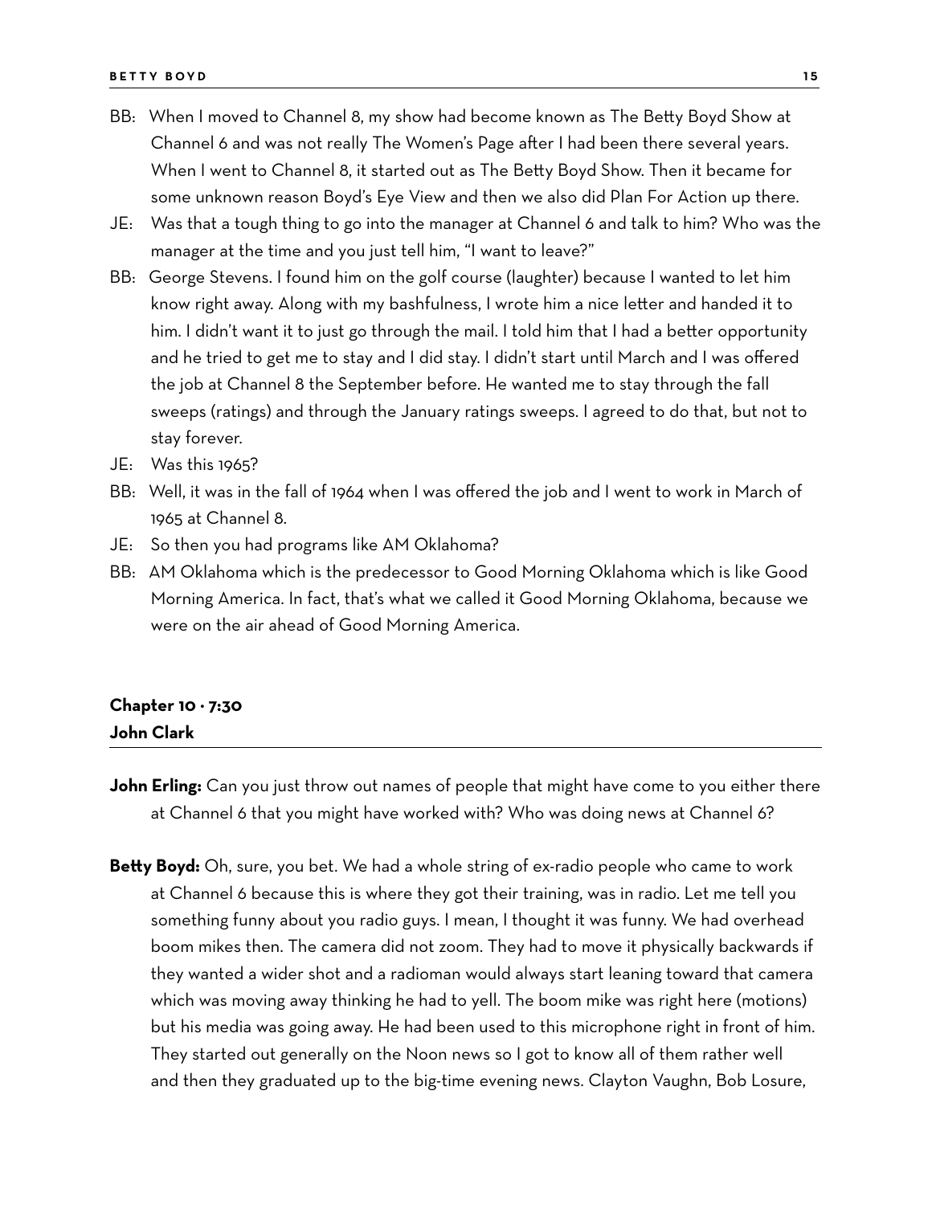BB: When I moved to Channel 8, my show had become known as The Betty Boyd Show at Channel 6 and was not really The Women's Page after I had been there several years. When I went to Channel 8, it started out as The Betty Boyd Show. Then it became for some unknown reason Boyd's Eye View and then we also did Plan For Action up there.

JE: Was that a tough thing to go into the manager at Channel 6 and talk to him? Who was the manager at the time and you just tell him, "I want to leave?"

BB: George Stevens. I found him on the golf course (laughter) because I wanted to let him know right away. Along with my bashfulness, I wrote him a nice letter and handed it to him. I didn't want it to just go through the mail. I told him that I had a better opportunity and he tried to get me to stay and I did stay. I didn't start until March and I was offered the job at Channel 8 the September before. He wanted me to stay through the fall sweeps (ratings) and through the January ratings sweeps. I agreed to do that, but not to stay forever.

JE: Was this 1965?

BB: Well, it was in the fall of 1964 when I was offered the job and I went to work in March of 1965 at Channel 8.

JE: So then you had programs like AM Oklahoma?

BB: AM Oklahoma which is the predecessor to Good Morning Oklahoma which is like Good Morning America. In fact, that's what we called it Good Morning Oklahoma, because we were on the air ahead of Good Morning America.

## Chapter 10 · 7:30
## John Clark

**John Erling:** Can you just throw out names of people that might have come to you either there at Channel 6 that you might have worked with? Who was doing news at Channel 6?

**Betty Boyd:** Oh, sure, you bet. We had a whole string of ex-radio people who came to work at Channel 6 because this is where they got their training, was in radio. Let me tell you something funny about you radio guys. I mean, I thought it was funny. We had overhead boom mikes then. The camera did not zoom. They had to move it physically backwards if they wanted a wider shot and a radioman would always start leaning toward that camera which was moving away thinking he had to yell. The boom mike was right here (motions) but his media was going away. He had been used to this microphone right in front of him. They started out generally on the Noon news so I got to know all of them rather well and then they graduated up to the big-time evening news. Clayton Vaughn, Bob Losure,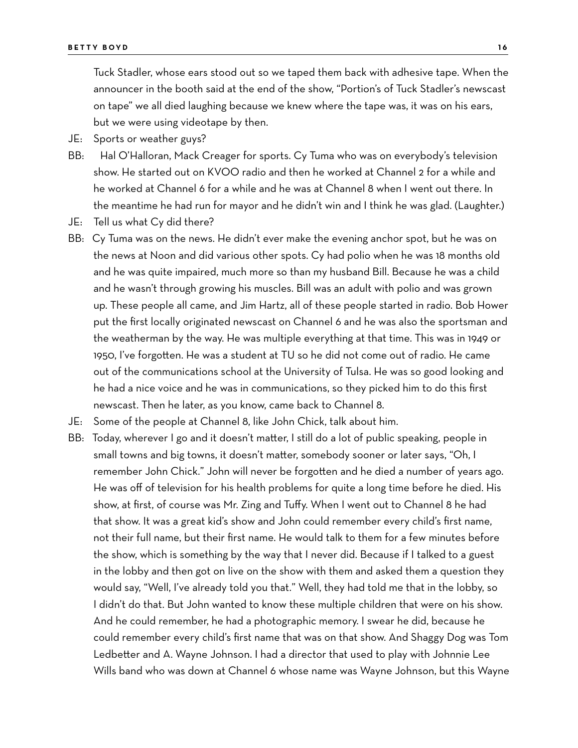Tuck Stadler, whose ears stood out so we taped them back with adhesive tape. When the announcer in the booth said at the end of the show, "Portion's of Tuck Stadler's newscast on tape" we all died laughing because we knew where the tape was, it was on his ears, but we were using videotape by then.

JE: Sports or weather guys?

BB: Hal O'Halloran, Mack Creager for sports. Cy Tuma who was on everybody's television show. He started out on KVOO radio and then he worked at Channel 2 for a while and he worked at Channel 6 for a while and he was at Channel 8 when I went out there. In the meantime he had run for mayor and he didn't win and I think he was glad. (Laughter.)

JE: Tell us what Cy did there?

BB: Cy Tuma was on the news. He didn't ever make the evening anchor spot, but he was on the news at Noon and did various other spots. Cy had polio when he was 18 months old and he was quite impaired, much more so than my husband Bill. Because he was a child and he wasn't through growing his muscles. Bill was an adult with polio and was grown up. These people all came, and Jim Hartz, all of these people started in radio. Bob Hower put the first locally originated newscast on Channel 6 and he was also the sportsman and the weatherman by the way. He was multiple everything at that time. This was in 1949 or 1950, I've forgotten. He was a student at TU so he did not come out of radio. He came out of the communications school at the University of Tulsa. He was so good looking and he had a nice voice and he was in communications, so they picked him to do this first newscast. Then he later, as you know, came back to Channel 8.

JE: Some of the people at Channel 8, like John Chick, talk about him.

BB: Today, wherever I go and it doesn't matter, I still do a lot of public speaking, people in small towns and big towns, it doesn't matter, somebody sooner or later says, "Oh, I remember John Chick." John will never be forgotten and he died a number of years ago. He was off of television for his health problems for quite a long time before he died. His show, at first, of course was Mr. Zing and Tuffy. When I went out to Channel 8 he had that show. It was a great kid's show and John could remember every child's first name, not their full name, but their first name. He would talk to them for a few minutes before the show, which is something by the way that I never did. Because if I talked to a guest in the lobby and then got on live on the show with them and asked them a question they would say, "Well, I've already told you that." Well, they had told me that in the lobby, so I didn't do that. But John wanted to know these multiple children that were on his show. And he could remember, he had a photographic memory. I swear he did, because he could remember every child's first name that was on that show. And Shaggy Dog was Tom Ledbetter and A. Wayne Johnson. I had a director that used to play with Johnnie Lee Wills band who was down at Channel 6 whose name was Wayne Johnson, but this Wayne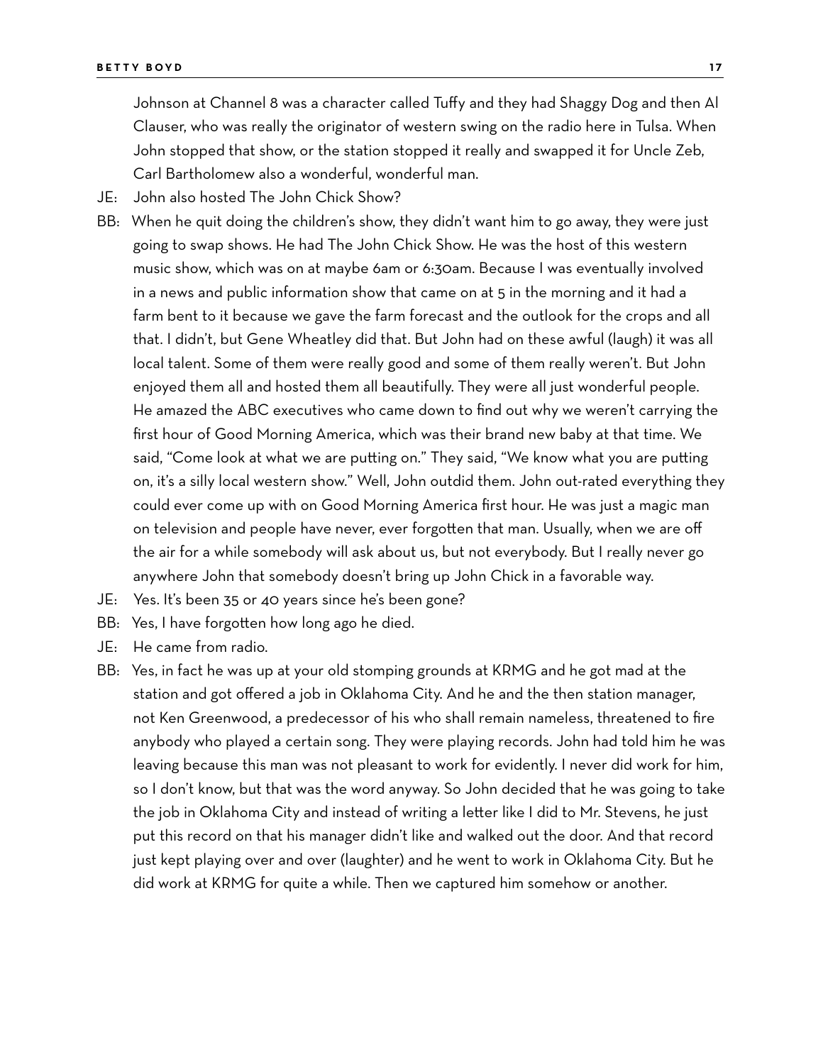Johnson at Channel 8 was a character called Tuffy and they had Shaggy Dog and then Al Clauser, who was really the originator of western swing on the radio here in Tulsa. When John stopped that show, or the station stopped it really and swapped it for Uncle Zeb, Carl Bartholomew also a wonderful, wonderful man.

JE: John also hosted The John Chick Show?

BB: When he quit doing the children's show, they didn't want him to go away, they were just going to swap shows. He had The John Chick Show. He was the host of this western music show, which was on at maybe 6am or 6:30am. Because I was eventually involved in a news and public information show that came on at 5 in the morning and it had a farm bent to it because we gave the farm forecast and the outlook for the crops and all that. I didn't, but Gene Wheatley did that. But John had on these awful (laugh) it was all local talent. Some of them were really good and some of them really weren't. But John enjoyed them all and hosted them all beautifully. They were all just wonderful people. He amazed the ABC executives who came down to find out why we weren't carrying the first hour of Good Morning America, which was their brand new baby at that time. We said, "Come look at what we are putting on." They said, "We know what you are putting on, it's a silly local western show." Well, John outdid them. John out-rated everything they could ever come up with on Good Morning America first hour. He was just a magic man on television and people have never, ever forgotten that man. Usually, when we are off the air for a while somebody will ask about us, but not everybody. But I really never go anywhere John that somebody doesn't bring up John Chick in a favorable way.

JE: Yes. It's been 35 or 40 years since he's been gone?

BB: Yes, I have forgotten how long ago he died.

JE: He came from radio.

BB: Yes, in fact he was up at your old stomping grounds at KRMG and he got mad at the station and got offered a job in Oklahoma City. And he and the then station manager, not Ken Greenwood, a predecessor of his who shall remain nameless, threatened to fire anybody who played a certain song. They were playing records. John had told him he was leaving because this man was not pleasant to work for evidently. I never did work for him, so I don't know, but that was the word anyway. So John decided that he was going to take the job in Oklahoma City and instead of writing a letter like I did to Mr. Stevens, he just put this record on that his manager didn't like and walked out the door. And that record just kept playing over and over (laughter) and he went to work in Oklahoma City. But he did work at KRMG for quite a while. Then we captured him somehow or another.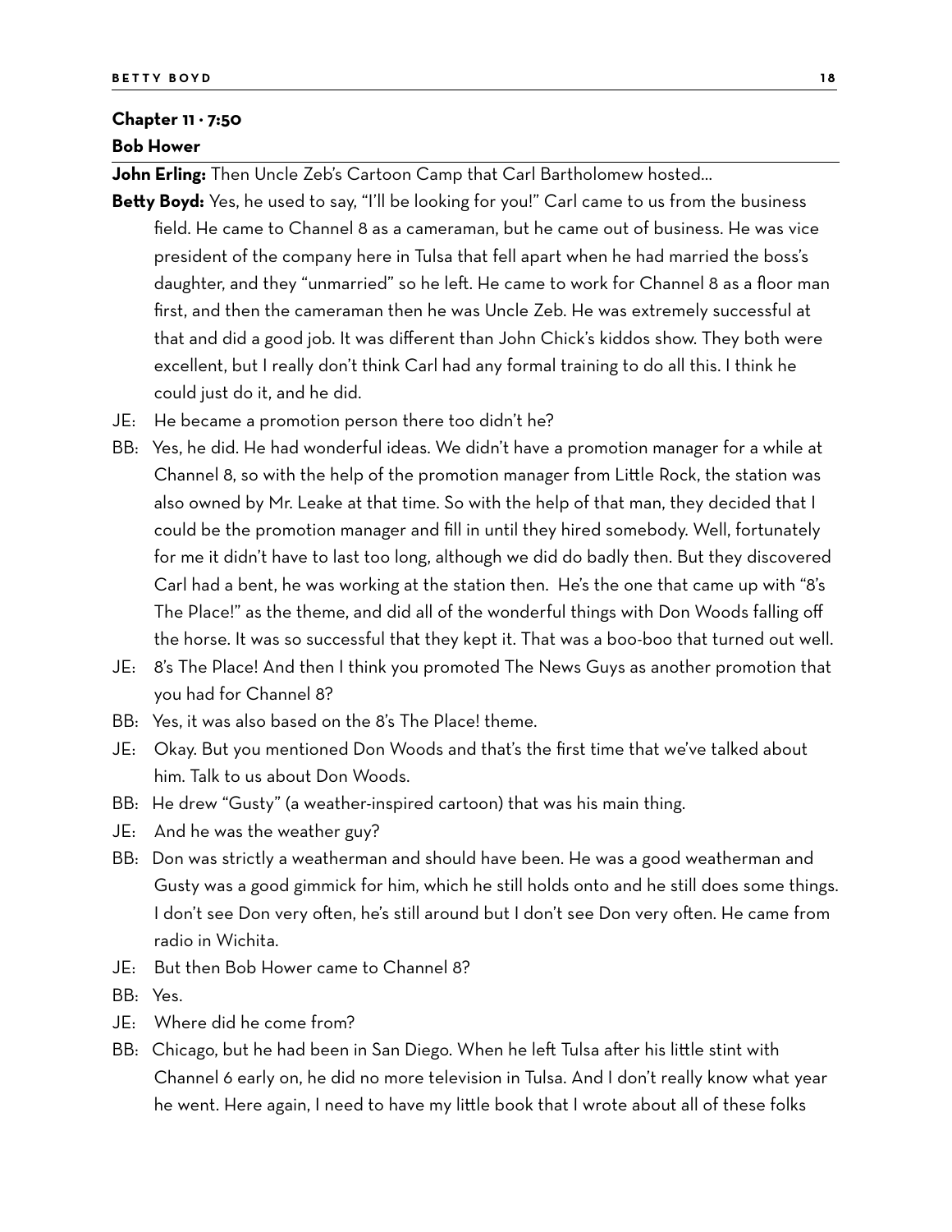## Chapter 11 · 7:50

## Bob Hower

**John Erling:** Then Uncle Zeb's Cartoon Camp that Carl Bartholomew hosted…

**Betty Boyd:** Yes, he used to say, "I'll be looking for you!" Carl came to us from the business field. He came to Channel 8 as a cameraman, but he came out of business. He was vice president of the company here in Tulsa that fell apart when he had married the boss's daughter, and they "unmarried" so he left. He came to work for Channel 8 as a floor man first, and then the cameraman then he was Uncle Zeb. He was extremely successful at that and did a good job. It was different than John Chick's kiddos show. They both were excellent, but I really don't think Carl had any formal training to do all this. I think he could just do it, and he did.

JE: He became a promotion person there too didn't he?

BB: Yes, he did. He had wonderful ideas. We didn't have a promotion manager for a while at Channel 8, so with the help of the promotion manager from Little Rock, the station was also owned by Mr. Leake at that time. So with the help of that man, they decided that I could be the promotion manager and fill in until they hired somebody. Well, fortunately for me it didn't have to last too long, although we did do badly then. But they discovered Carl had a bent, he was working at the station then. He's the one that came up with "8's The Place!" as the theme, and did all of the wonderful things with Don Woods falling off the horse. It was so successful that they kept it. That was a boo-boo that turned out well.

JE: 8's The Place! And then I think you promoted The News Guys as another promotion that you had for Channel 8?

BB: Yes, it was also based on the 8's The Place! theme.

JE: Okay. But you mentioned Don Woods and that's the first time that we've talked about him. Talk to us about Don Woods.

BB: He drew "Gusty" (a weather-inspired cartoon) that was his main thing.

JE: And he was the weather guy?

BB: Don was strictly a weatherman and should have been. He was a good weatherman and Gusty was a good gimmick for him, which he still holds onto and he still does some things. I don't see Don very often, he's still around but I don't see Don very often. He came from radio in Wichita.

JE: But then Bob Hower came to Channel 8?

BB: Yes.

JE: Where did he come from?

BB: Chicago, but he had been in San Diego. When he left Tulsa after his little stint with Channel 6 early on, he did no more television in Tulsa. And I don't really know what year he went. Here again, I need to have my little book that I wrote about all of these folks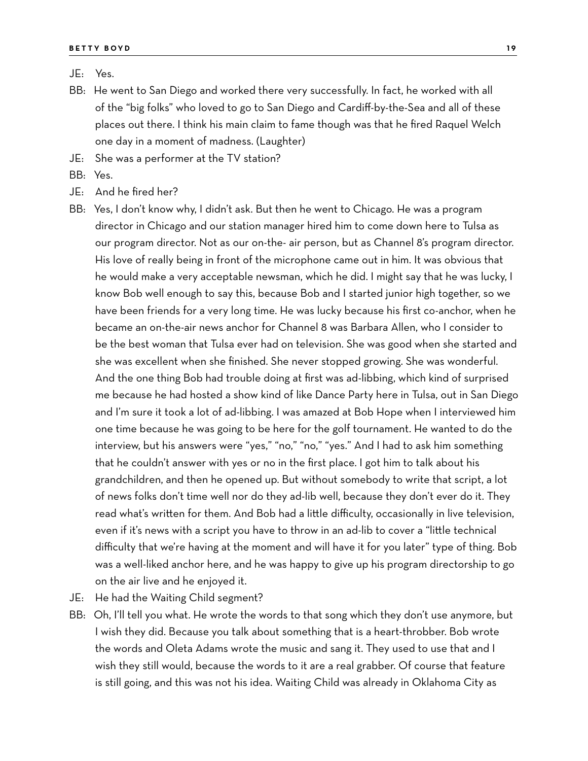JE: Yes.

BB: He went to San Diego and worked there very successfully. In fact, he worked with all of the "big folks" who loved to go to San Diego and Cardiff-by-the-Sea and all of these places out there. I think his main claim to fame though was that he fired Raquel Welch one day in a moment of madness. (Laughter)

JE: She was a performer at the TV station?

BB: Yes.

JE: And he fired her?

BB: Yes, I don't know why, I didn't ask. But then he went to Chicago. He was a program director in Chicago and our station manager hired him to come down here to Tulsa as our program director. Not as our on-the- air person, but as Channel 8's program director. His love of really being in front of the microphone came out in him. It was obvious that he would make a very acceptable newsman, which he did. I might say that he was lucky, I know Bob well enough to say this, because Bob and I started junior high together, so we have been friends for a very long time. He was lucky because his first co-anchor, when he became an on-the-air news anchor for Channel 8 was Barbara Allen, who I consider to be the best woman that Tulsa ever had on television. She was good when she started and she was excellent when she finished. She never stopped growing. She was wonderful. And the one thing Bob had trouble doing at first was ad-libbing, which kind of surprised me because he had hosted a show kind of like Dance Party here in Tulsa, out in San Diego and I'm sure it took a lot of ad-libbing. I was amazed at Bob Hope when I interviewed him one time because he was going to be here for the golf tournament. He wanted to do the interview, but his answers were "yes," "no," "no," "yes." And I had to ask him something that he couldn't answer with yes or no in the first place. I got him to talk about his grandchildren, and then he opened up. But without somebody to write that script, a lot of news folks don't time well nor do they ad-lib well, because they don't ever do it. They read what's written for them. And Bob had a little difficulty, occasionally in live television, even if it's news with a script you have to throw in an ad-lib to cover a "little technical difficulty that we're having at the moment and will have it for you later" type of thing. Bob was a well-liked anchor here, and he was happy to give up his program directorship to go on the air live and he enjoyed it.

JE: He had the Waiting Child segment?

BB: Oh, I'll tell you what. He wrote the words to that song which they don't use anymore, but I wish they did. Because you talk about something that is a heart-throbber. Bob wrote the words and Oleta Adams wrote the music and sang it. They used to use that and I wish they still would, because the words to it are a real grabber. Of course that feature is still going, and this was not his idea. Waiting Child was already in Oklahoma City as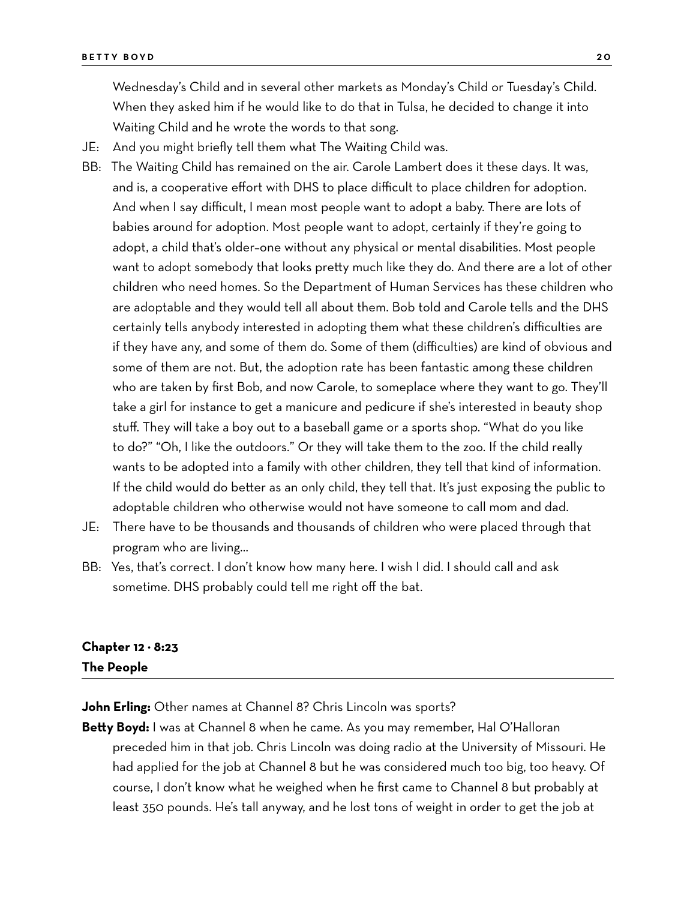Wednesday's Child and in several other markets as Monday's Child or Tuesday's Child. When they asked him if he would like to do that in Tulsa, he decided to change it into Waiting Child and he wrote the words to that song.

JE: And you might briefly tell them what The Waiting Child was.

BB: The Waiting Child has remained on the air. Carole Lambert does it these days. It was, and is, a cooperative effort with DHS to place difficult to place children for adoption. And when I say difficult, I mean most people want to adopt a baby. There are lots of babies around for adoption. Most people want to adopt, certainly if they're going to adopt, a child that's older–one without any physical or mental disabilities. Most people want to adopt somebody that looks pretty much like they do. And there are a lot of other children who need homes. So the Department of Human Services has these children who are adoptable and they would tell all about them. Bob told and Carole tells and the DHS certainly tells anybody interested in adopting them what these children's difficulties are if they have any, and some of them do. Some of them (difficulties) are kind of obvious and some of them are not. But, the adoption rate has been fantastic among these children who are taken by first Bob, and now Carole, to someplace where they want to go. They'll take a girl for instance to get a manicure and pedicure if she's interested in beauty shop stuff. They will take a boy out to a baseball game or a sports shop. "What do you like to do?" "Oh, I like the outdoors." Or they will take them to the zoo. If the child really wants to be adopted into a family with other children, they tell that kind of information. If the child would do better as an only child, they tell that. It's just exposing the public to adoptable children who otherwise would not have someone to call mom and dad.

JE: There have to be thousands and thousands of children who were placed through that program who are living...

BB: Yes, that's correct. I don't know how many here. I wish I did. I should call and ask sometime. DHS probably could tell me right off the bat.

## Chapter 12 · 8:23
## The People

**John Erling:** Other names at Channel 8? Chris Lincoln was sports?

**Betty Boyd:** I was at Channel 8 when he came. As you may remember, Hal O'Halloran preceded him in that job. Chris Lincoln was doing radio at the University of Missouri. He had applied for the job at Channel 8 but he was considered much too big, too heavy. Of course, I don't know what he weighed when he first came to Channel 8 but probably at least 350 pounds. He's tall anyway, and he lost tons of weight in order to get the job at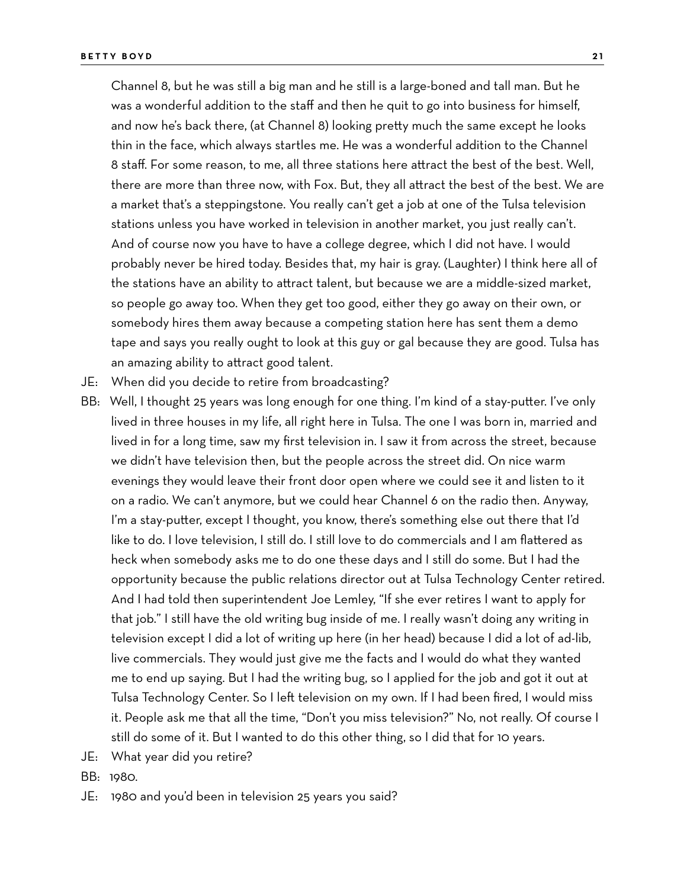Channel 8, but he was still a big man and he still is a large-boned and tall man. But he was a wonderful addition to the staff and then he quit to go into business for himself, and now he's back there, (at Channel 8) looking pretty much the same except he looks thin in the face, which always startles me. He was a wonderful addition to the Channel 8 staff. For some reason, to me, all three stations here attract the best of the best. Well, there are more than three now, with Fox. But, they all attract the best of the best. We are a market that's a steppingstone. You really can't get a job at one of the Tulsa television stations unless you have worked in television in another market, you just really can't. And of course now you have to have a college degree, which I did not have. I would probably never be hired today. Besides that, my hair is gray. (Laughter) I think here all of the stations have an ability to attract talent, but because we are a middle-sized market, so people go away too. When they get too good, either they go away on their own, or somebody hires them away because a competing station here has sent them a demo tape and says you really ought to look at this guy or gal because they are good. Tulsa has an amazing ability to attract good talent.

JE: When did you decide to retire from broadcasting?

BB: Well, I thought 25 years was long enough for one thing. I'm kind of a stay-putter. I've only lived in three houses in my life, all right here in Tulsa. The one I was born in, married and lived in for a long time, saw my first television in. I saw it from across the street, because we didn't have television then, but the people across the street did. On nice warm evenings they would leave their front door open where we could see it and listen to it on a radio. We can't anymore, but we could hear Channel 6 on the radio then. Anyway, I'm a stay-putter, except I thought, you know, there's something else out there that I'd like to do. I love television, I still do. I still love to do commercials and I am flattered as heck when somebody asks me to do one these days and I still do some. But I had the opportunity because the public relations director out at Tulsa Technology Center retired. And I had told then superintendent Joe Lemley, "If she ever retires I want to apply for that job." I still have the old writing bug inside of me. I really wasn't doing any writing in television except I did a lot of writing up here (in her head) because I did a lot of ad-lib, live commercials. They would just give me the facts and I would do what they wanted me to end up saying. But I had the writing bug, so I applied for the job and got it out at Tulsa Technology Center. So I left television on my own. If I had been fired, I would miss it. People ask me that all the time, "Don't you miss television?" No, not really. Of course I still do some of it. But I wanted to do this other thing, so I did that for 10 years.

JE: What year did you retire?

BB: 1980.

JE: 1980 and you'd been in television 25 years you said?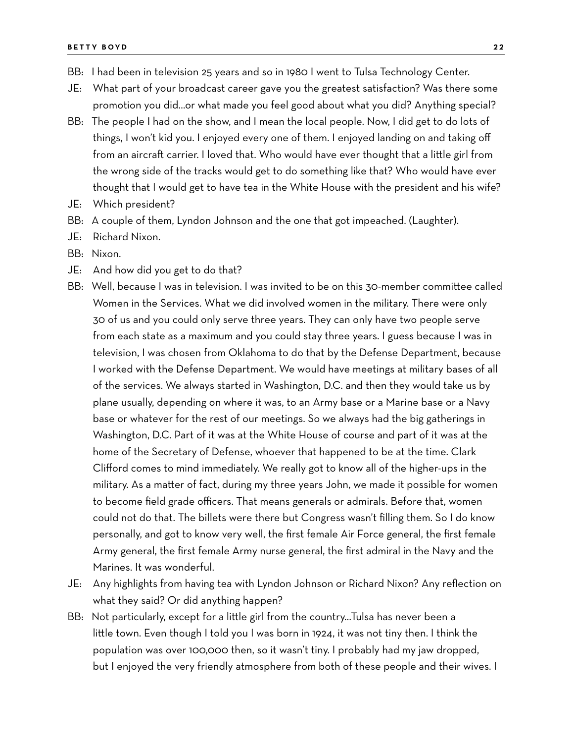BB: I had been in television 25 years and so in 1980 I went to Tulsa Technology Center.

JE: What part of your broadcast career gave you the greatest satisfaction? Was there some promotion you did...or what made you feel good about what you did? Anything special?

BB: The people I had on the show, and I mean the local people. Now, I did get to do lots of things, I won't kid you. I enjoyed every one of them. I enjoyed landing on and taking off from an aircraft carrier. I loved that. Who would have ever thought that a little girl from the wrong side of the tracks would get to do something like that? Who would have ever thought that I would get to have tea in the White House with the president and his wife?

JE: Which president?

BB: A couple of them, Lyndon Johnson and the one that got impeached. (Laughter).

JE: Richard Nixon.

BB: Nixon.

JE: And how did you get to do that?

BB: Well, because I was in television. I was invited to be on this 30-member committee called Women in the Services. What we did involved women in the military. There were only 30 of us and you could only serve three years. They can only have two people serve from each state as a maximum and you could stay three years. I guess because I was in television, I was chosen from Oklahoma to do that by the Defense Department, because I worked with the Defense Department. We would have meetings at military bases of all of the services. We always started in Washington, D.C. and then they would take us by plane usually, depending on where it was, to an Army base or a Marine base or a Navy base or whatever for the rest of our meetings. So we always had the big gatherings in Washington, D.C. Part of it was at the White House of course and part of it was at the home of the Secretary of Defense, whoever that happened to be at the time. Clark Clifford comes to mind immediately. We really got to know all of the higher-ups in the military. As a matter of fact, during my three years John, we made it possible for women to become field grade officers. That means generals or admirals. Before that, women could not do that. The billets were there but Congress wasn't filling them. So I do know personally, and got to know very well, the first female Air Force general, the first female Army general, the first female Army nurse general, the first admiral in the Navy and the Marines. It was wonderful.

JE: Any highlights from having tea with Lyndon Johnson or Richard Nixon? Any reflection on what they said? Or did anything happen?

BB: Not particularly, except for a little girl from the country...Tulsa has never been a little town. Even though I told you I was born in 1924, it was not tiny then. I think the population was over 100,000 then, so it wasn't tiny. I probably had my jaw dropped, but I enjoyed the very friendly atmosphere from both of these people and their wives. I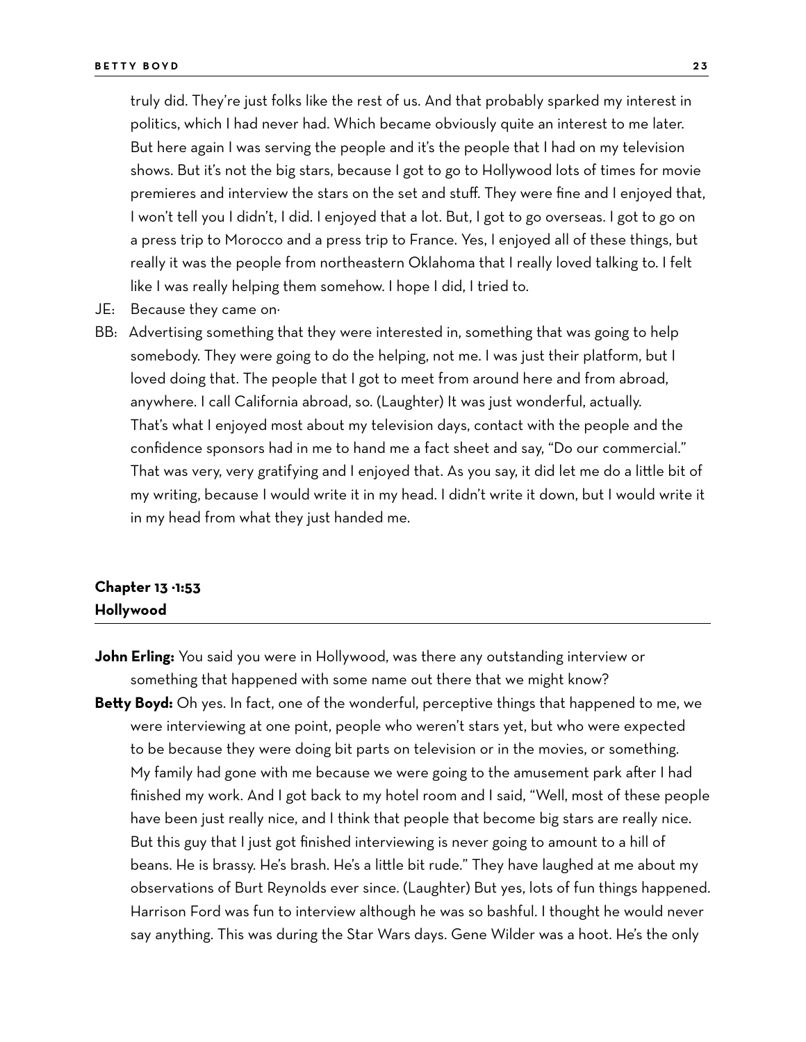truly did. They're just folks like the rest of us. And that probably sparked my interest in politics, which I had never had. Which became obviously quite an interest to me later. But here again I was serving the people and it's the people that I had on my television shows. But it's not the big stars, because I got to go to Hollywood lots of times for movie premieres and interview the stars on the set and stuff. They were fine and I enjoyed that, I won't tell you I didn't, I did. I enjoyed that a lot. But, I got to go overseas. I got to go on a press trip to Morocco and a press trip to France. Yes, I enjoyed all of these things, but really it was the people from northeastern Oklahoma that I really loved talking to. I felt like I was really helping them somehow. I hope I did, I tried to.

JE: Because they came on·

BB: Advertising something that they were interested in, something that was going to help somebody. They were going to do the helping, not me. I was just their platform, but I loved doing that. The people that I got to meet from around here and from abroad, anywhere. I call California abroad, so. (Laughter) It was just wonderful, actually. That's what I enjoyed most about my television days, contact with the people and the confidence sponsors had in me to hand me a fact sheet and say, "Do our commercial." That was very, very gratifying and I enjoyed that. As you say, it did let me do a little bit of my writing, because I would write it in my head. I didn't write it down, but I would write it in my head from what they just handed me.

## Chapter 13 ·1:53
## Hollywood

**John Erling:** You said you were in Hollywood, was there any outstanding interview or something that happened with some name out there that we might know?

**Betty Boyd:** Oh yes. In fact, one of the wonderful, perceptive things that happened to me, we were interviewing at one point, people who weren't stars yet, but who were expected to be because they were doing bit parts on television or in the movies, or something. My family had gone with me because we were going to the amusement park after I had finished my work. And I got back to my hotel room and I said, "Well, most of these people have been just really nice, and I think that people that become big stars are really nice. But this guy that I just got finished interviewing is never going to amount to a hill of beans. He is brassy. He's brash. He's a little bit rude." They have laughed at me about my observations of Burt Reynolds ever since. (Laughter) But yes, lots of fun things happened. Harrison Ford was fun to interview although he was so bashful. I thought he would never say anything. This was during the Star Wars days. Gene Wilder was a hoot. He's the only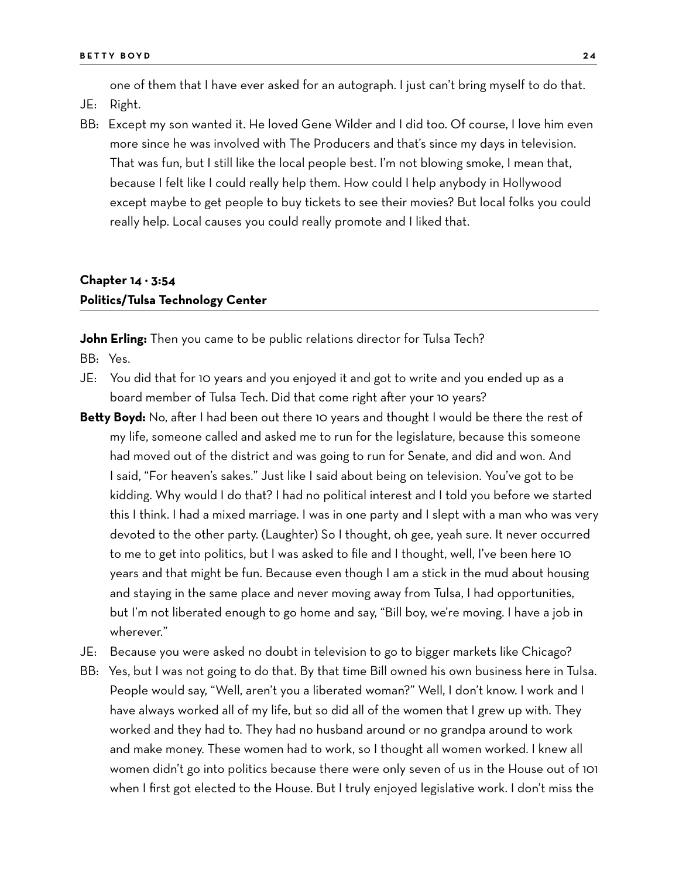one of them that I have ever asked for an autograph. I just can't bring myself to do that.

JE: Right.

BB: Except my son wanted it. He loved Gene Wilder and I did too. Of course, I love him even more since he was involved with The Producers and that's since my days in television. That was fun, but I still like the local people best. I'm not blowing smoke, I mean that, because I felt like I could really help them. How could I help anybody in Hollywood except maybe to get people to buy tickets to see their movies? But local folks you could really help. Local causes you could really promote and I liked that.

## Chapter 14 · 3:54
## Politics/Tulsa Technology Center

**John Erling:** Then you came to be public relations director for Tulsa Tech?

BB: Yes.

JE: You did that for 10 years and you enjoyed it and got to write and you ended up as a board member of Tulsa Tech. Did that come right after your 10 years?

**Betty Boyd:** No, after I had been out there 10 years and thought I would be there the rest of my life, someone called and asked me to run for the legislature, because this someone had moved out of the district and was going to run for Senate, and did and won. And I said, "For heaven's sakes." Just like I said about being on television. You've got to be kidding. Why would I do that? I had no political interest and I told you before we started this I think. I had a mixed marriage. I was in one party and I slept with a man who was very devoted to the other party. (Laughter) So I thought, oh gee, yeah sure. It never occurred to me to get into politics, but I was asked to file and I thought, well, I've been here 10 years and that might be fun. Because even though I am a stick in the mud about housing and staying in the same place and never moving away from Tulsa, I had opportunities, but I'm not liberated enough to go home and say, "Bill boy, we're moving. I have a job in wherever."

JE: Because you were asked no doubt in television to go to bigger markets like Chicago?

BB: Yes, but I was not going to do that. By that time Bill owned his own business here in Tulsa. People would say, "Well, aren't you a liberated woman?" Well, I don't know. I work and I have always worked all of my life, but so did all of the women that I grew up with. They worked and they had to. They had no husband around or no grandpa around to work and make money. These women had to work, so I thought all women worked. I knew all women didn't go into politics because there were only seven of us in the House out of 101 when I first got elected to the House. But I truly enjoyed legislative work. I don't miss the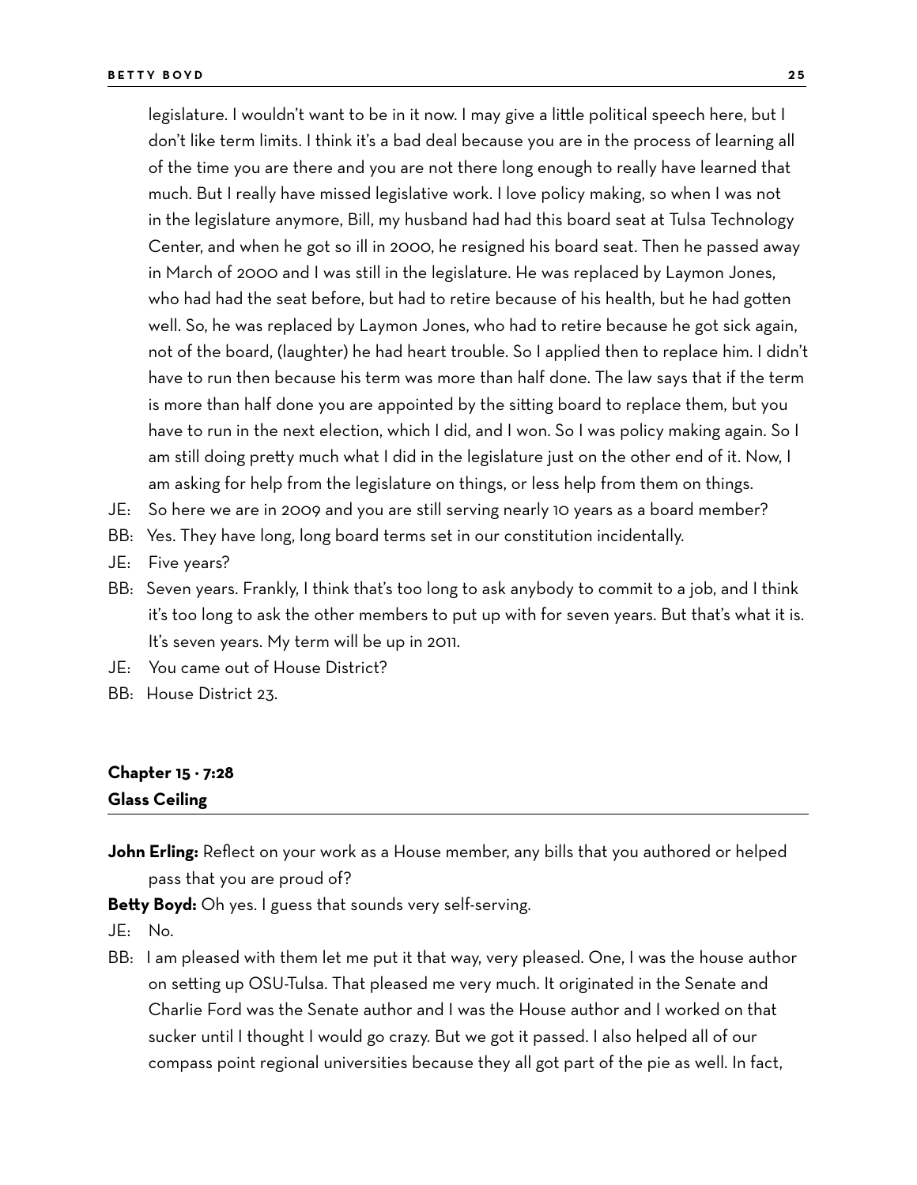legislature. I wouldn't want to be in it now. I may give a little political speech here, but I don't like term limits. I think it's a bad deal because you are in the process of learning all of the time you are there and you are not there long enough to really have learned that much. But I really have missed legislative work. I love policy making, so when I was not in the legislature anymore, Bill, my husband had had this board seat at Tulsa Technology Center, and when he got so ill in 2000, he resigned his board seat. Then he passed away in March of 2000 and I was still in the legislature. He was replaced by Laymon Jones, who had had the seat before, but had to retire because of his health, but he had gotten well. So, he was replaced by Laymon Jones, who had to retire because he got sick again, not of the board, (laughter) he had heart trouble. So I applied then to replace him. I didn't have to run then because his term was more than half done. The law says that if the term is more than half done you are appointed by the sitting board to replace them, but you have to run in the next election, which I did, and I won. So I was policy making again. So I am still doing pretty much what I did in the legislature just on the other end of it. Now, I am asking for help from the legislature on things, or less help from them on things.

JE: So here we are in 2009 and you are still serving nearly 10 years as a board member?

BB: Yes. They have long, long board terms set in our constitution incidentally.

JE: Five years?

BB: Seven years. Frankly, I think that's too long to ask anybody to commit to a job, and I think it's too long to ask the other members to put up with for seven years. But that's what it is. It's seven years. My term will be up in 2011.

JE: You came out of House District?

BB: House District 23.

## Chapter 15 · 7:28
## Glass Ceiling

**John Erling:** Reflect on your work as a House member, any bills that you authored or helped pass that you are proud of?

**Betty Boyd:** Oh yes. I guess that sounds very self-serving.

JE: No.

BB: I am pleased with them let me put it that way, very pleased. One, I was the house author on setting up OSU-Tulsa. That pleased me very much. It originated in the Senate and Charlie Ford was the Senate author and I was the House author and I worked on that sucker until I thought I would go crazy. But we got it passed. I also helped all of our compass point regional universities because they all got part of the pie as well. In fact,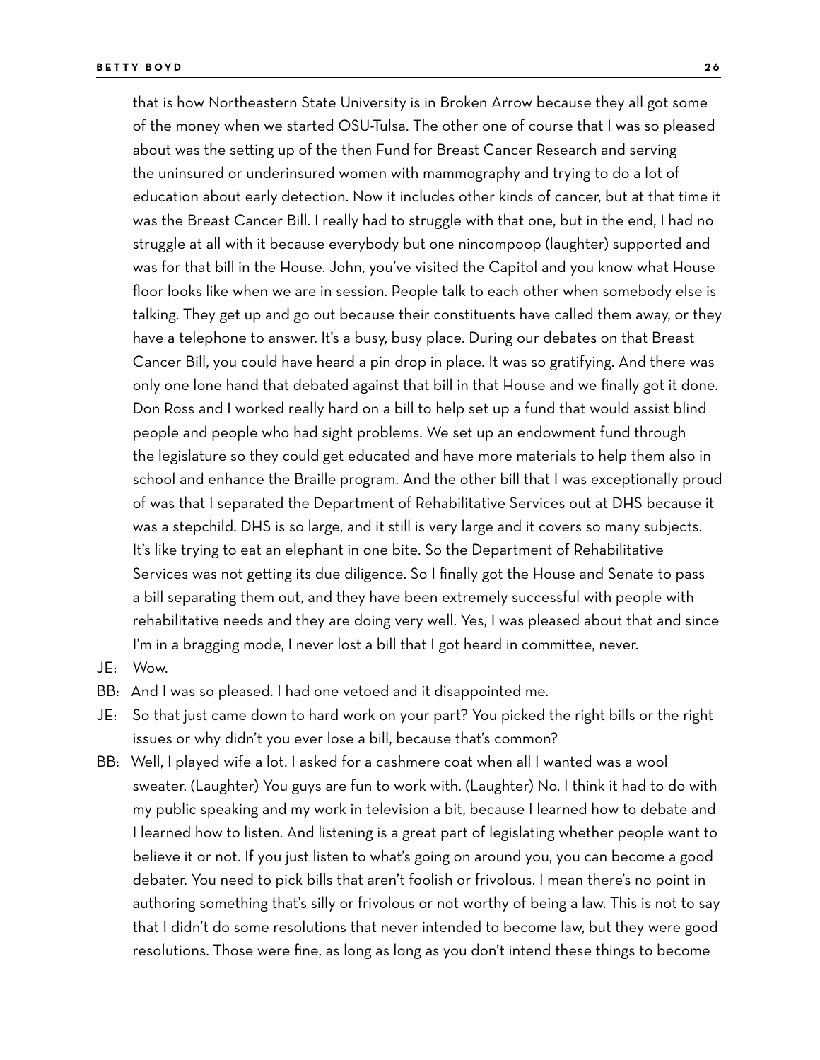that is how Northeastern State University is in Broken Arrow because they all got some of the money when we started OSU-Tulsa. The other one of course that I was so pleased about was the setting up of the then Fund for Breast Cancer Research and serving the uninsured or underinsured women with mammography and trying to do a lot of education about early detection. Now it includes other kinds of cancer, but at that time it was the Breast Cancer Bill. I really had to struggle with that one, but in the end, I had no struggle at all with it because everybody but one nincompoop (laughter) supported and was for that bill in the House. John, you've visited the Capitol and you know what House floor looks like when we are in session. People talk to each other when somebody else is talking. They get up and go out because their constituents have called them away, or they have a telephone to answer. It's a busy, busy place. During our debates on that Breast Cancer Bill, you could have heard a pin drop in place. It was so gratifying. And there was only one lone hand that debated against that bill in that House and we finally got it done. Don Ross and I worked really hard on a bill to help set up a fund that would assist blind people and people who had sight problems. We set up an endowment fund through the legislature so they could get educated and have more materials to help them also in school and enhance the Braille program. And the other bill that I was exceptionally proud of was that I separated the Department of Rehabilitative Services out at DHS because it was a stepchild. DHS is so large, and it still is very large and it covers so many subjects. It's like trying to eat an elephant in one bite. So the Department of Rehabilitative Services was not getting its due diligence. So I finally got the House and Senate to pass a bill separating them out, and they have been extremely successful with people with rehabilitative needs and they are doing very well. Yes, I was pleased about that and since I'm in a bragging mode, I never lost a bill that I got heard in committee, never.

JE: Wow.

BB: And I was so pleased. I had one vetoed and it disappointed me.

JE: So that just came down to hard work on your part? You picked the right bills or the right issues or why didn't you ever lose a bill, because that's common?

BB: Well, I played wife a lot. I asked for a cashmere coat when all I wanted was a wool sweater. (Laughter) You guys are fun to work with. (Laughter) No, I think it had to do with my public speaking and my work in television a bit, because I learned how to debate and I learned how to listen. And listening is a great part of legislating whether people want to believe it or not. If you just listen to what's going on around you, you can become a good debater. You need to pick bills that aren't foolish or frivolous. I mean there's no point in authoring something that's silly or frivolous or not worthy of being a law. This is not to say that I didn't do some resolutions that never intended to become law, but they were good resolutions. Those were fine, as long as long as you don't intend these things to become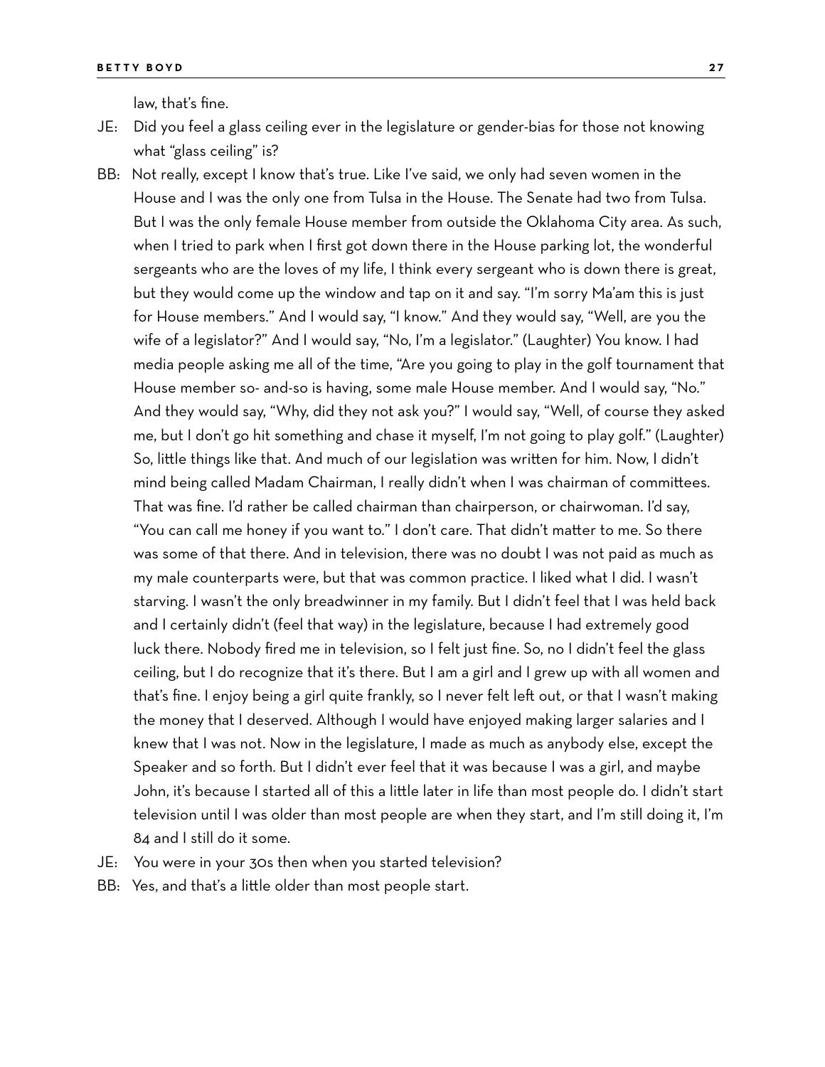law, that's fine.

JE: Did you feel a glass ceiling ever in the legislature or gender-bias for those not knowing what "glass ceiling" is?

BB: Not really, except I know that's true. Like I've said, we only had seven women in the House and I was the only one from Tulsa in the House. The Senate had two from Tulsa. But I was the only female House member from outside the Oklahoma City area. As such, when I tried to park when I first got down there in the House parking lot, the wonderful sergeants who are the loves of my life, I think every sergeant who is down there is great, but they would come up the window and tap on it and say. "I'm sorry Ma'am this is just for House members." And I would say, "I know." And they would say, "Well, are you the wife of a legislator?" And I would say, "No, I'm a legislator." (Laughter) You know. I had media people asking me all of the time, "Are you going to play in the golf tournament that House member so- and-so is having, some male House member. And I would say, "No." And they would say, "Why, did they not ask you?" I would say, "Well, of course they asked me, but I don't go hit something and chase it myself, I'm not going to play golf." (Laughter) So, little things like that. And much of our legislation was written for him. Now, I didn't mind being called Madam Chairman, I really didn't when I was chairman of committees. That was fine. I'd rather be called chairman than chairperson, or chairwoman. I'd say, "You can call me honey if you want to." I don't care. That didn't matter to me. So there was some of that there. And in television, there was no doubt I was not paid as much as my male counterparts were, but that was common practice. I liked what I did. I wasn't starving. I wasn't the only breadwinner in my family. But I didn't feel that I was held back and I certainly didn't (feel that way) in the legislature, because I had extremely good luck there. Nobody fired me in television, so I felt just fine. So, no I didn't feel the glass ceiling, but I do recognize that it's there. But I am a girl and I grew up with all women and that's fine. I enjoy being a girl quite frankly, so I never felt left out, or that I wasn't making the money that I deserved. Although I would have enjoyed making larger salaries and I knew that I was not. Now in the legislature, I made as much as anybody else, except the Speaker and so forth. But I didn't ever feel that it was because I was a girl, and maybe John, it's because I started all of this a little later in life than most people do. I didn't start television until I was older than most people are when they start, and I'm still doing it, I'm 84 and I still do it some.

JE: You were in your 30s then when you started television?

BB: Yes, and that's a little older than most people start.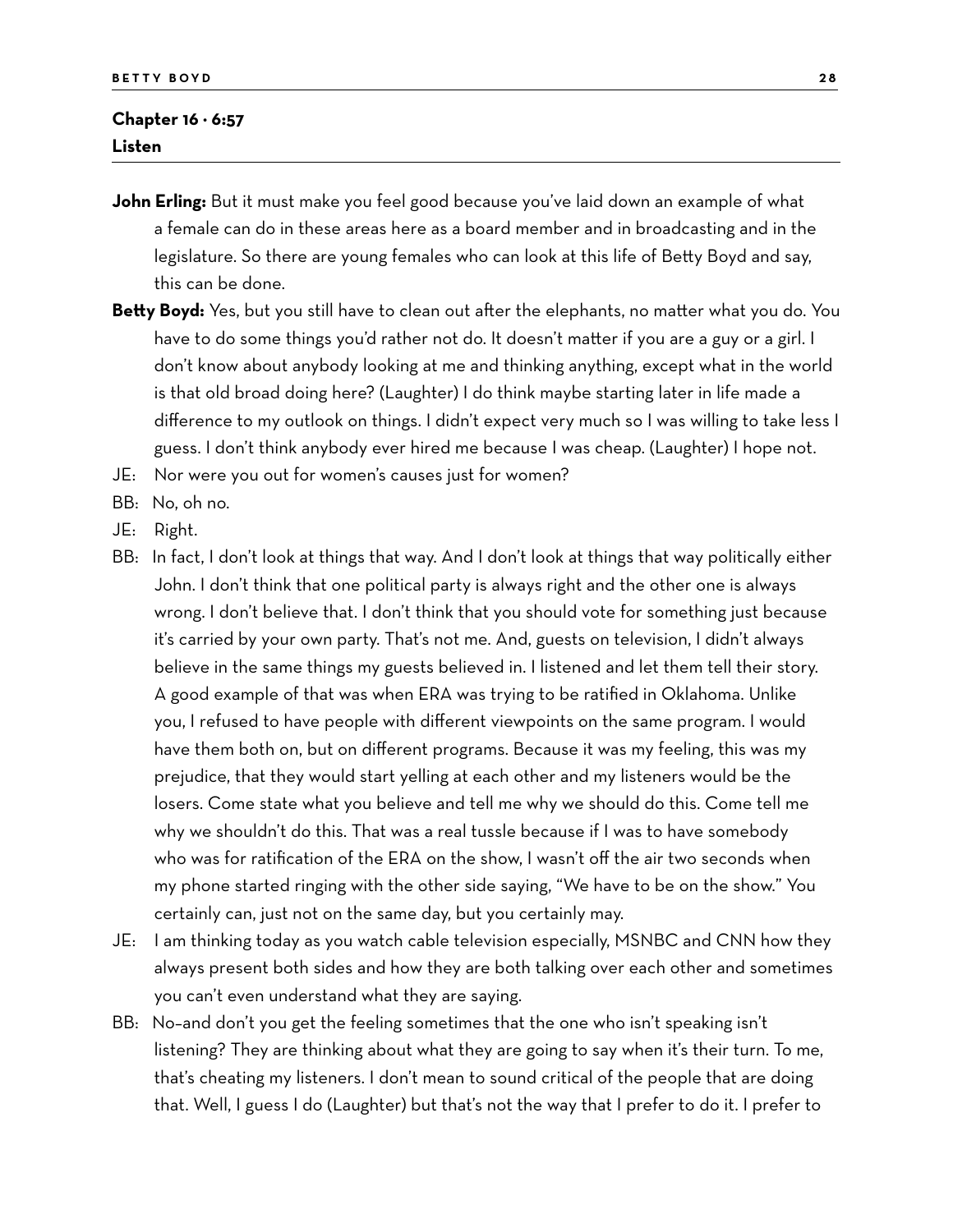## Chapter 16 · 6:57
## Listen

**John Erling:** But it must make you feel good because you've laid down an example of what a female can do in these areas here as a board member and in broadcasting and in the legislature. So there are young females who can look at this life of Betty Boyd and say, this can be done.

**Betty Boyd:** Yes, but you still have to clean out after the elephants, no matter what you do. You have to do some things you'd rather not do. It doesn't matter if you are a guy or a girl. I don't know about anybody looking at me and thinking anything, except what in the world is that old broad doing here? (Laughter) I do think maybe starting later in life made a difference to my outlook on things. I didn't expect very much so I was willing to take less I guess. I don't think anybody ever hired me because I was cheap. (Laughter) I hope not.

JE: Nor were you out for women's causes just for women?

BB: No, oh no.

JE: Right.

BB: In fact, I don't look at things that way. And I don't look at things that way politically either John. I don't think that one political party is always right and the other one is always wrong. I don't believe that. I don't think that you should vote for something just because it's carried by your own party. That's not me. And, guests on television, I didn't always believe in the same things my guests believed in. I listened and let them tell their story. A good example of that was when ERA was trying to be ratified in Oklahoma. Unlike you, I refused to have people with different viewpoints on the same program. I would have them both on, but on different programs. Because it was my feeling, this was my prejudice, that they would start yelling at each other and my listeners would be the losers. Come state what you believe and tell me why we should do this. Come tell me why we shouldn't do this. That was a real tussle because if I was to have somebody who was for ratification of the ERA on the show, I wasn't off the air two seconds when my phone started ringing with the other side saying, "We have to be on the show." You certainly can, just not on the same day, but you certainly may.

JE: I am thinking today as you watch cable television especially, MSNBC and CNN how they always present both sides and how they are both talking over each other and sometimes you can't even understand what they are saying.

BB: No–and don't you get the feeling sometimes that the one who isn't speaking isn't listening? They are thinking about what they are going to say when it's their turn. To me, that's cheating my listeners. I don't mean to sound critical of the people that are doing that. Well, I guess I do (Laughter) but that's not the way that I prefer to do it. I prefer to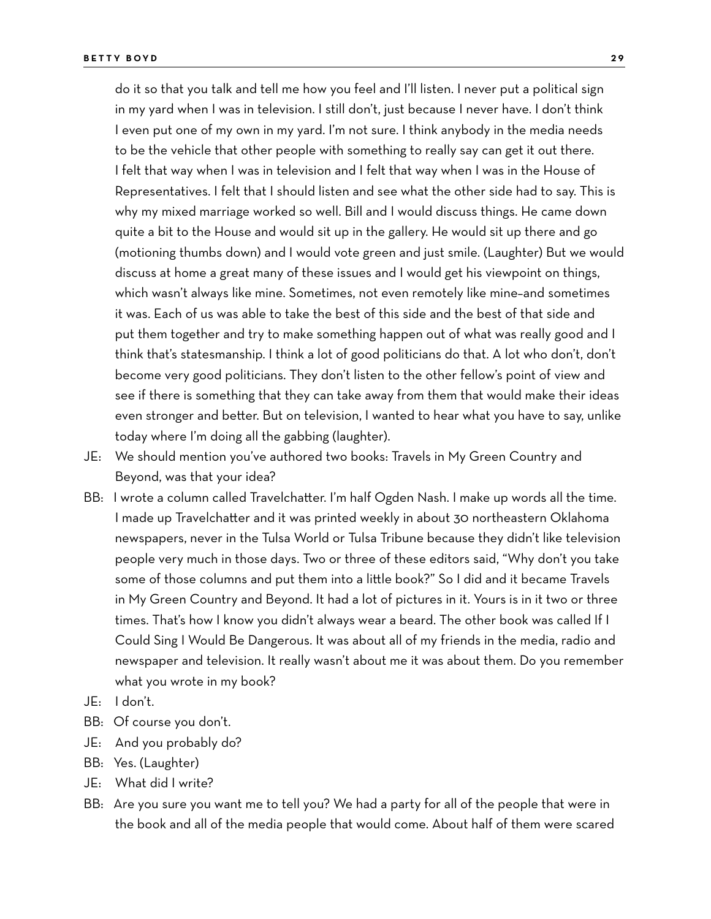do it so that you talk and tell me how you feel and I'll listen. I never put a political sign in my yard when I was in television. I still don't, just because I never have. I don't think I even put one of my own in my yard. I'm not sure. I think anybody in the media needs to be the vehicle that other people with something to really say can get it out there. I felt that way when I was in television and I felt that way when I was in the House of Representatives. I felt that I should listen and see what the other side had to say. This is why my mixed marriage worked so well. Bill and I would discuss things. He came down quite a bit to the House and would sit up in the gallery. He would sit up there and go (motioning thumbs down) and I would vote green and just smile. (Laughter) But we would discuss at home a great many of these issues and I would get his viewpoint on things, which wasn't always like mine. Sometimes, not even remotely like mine–and sometimes it was. Each of us was able to take the best of this side and the best of that side and put them together and try to make something happen out of what was really good and I think that's statesmanship. I think a lot of good politicians do that. A lot who don't, don't become very good politicians. They don't listen to the other fellow's point of view and see if there is something that they can take away from them that would make their ideas even stronger and better. But on television, I wanted to hear what you have to say, unlike today where I'm doing all the gabbing (laughter).

JE: We should mention you've authored two books: Travels in My Green Country and Beyond, was that your idea?

BB: I wrote a column called Travelchatter. I'm half Ogden Nash. I make up words all the time. I made up Travelchatter and it was printed weekly in about 30 northeastern Oklahoma newspapers, never in the Tulsa World or Tulsa Tribune because they didn't like television people very much in those days. Two or three of these editors said, "Why don't you take some of those columns and put them into a little book?" So I did and it became Travels in My Green Country and Beyond. It had a lot of pictures in it. Yours is in it two or three times. That's how I know you didn't always wear a beard. The other book was called If I Could Sing I Would Be Dangerous. It was about all of my friends in the media, radio and newspaper and television. It really wasn't about me it was about them. Do you remember what you wrote in my book?

JE: I don't.

BB: Of course you don't.

JE: And you probably do?

BB: Yes. (Laughter)

JE: What did I write?

BB: Are you sure you want me to tell you? We had a party for all of the people that were in the book and all of the media people that would come. About half of them were scared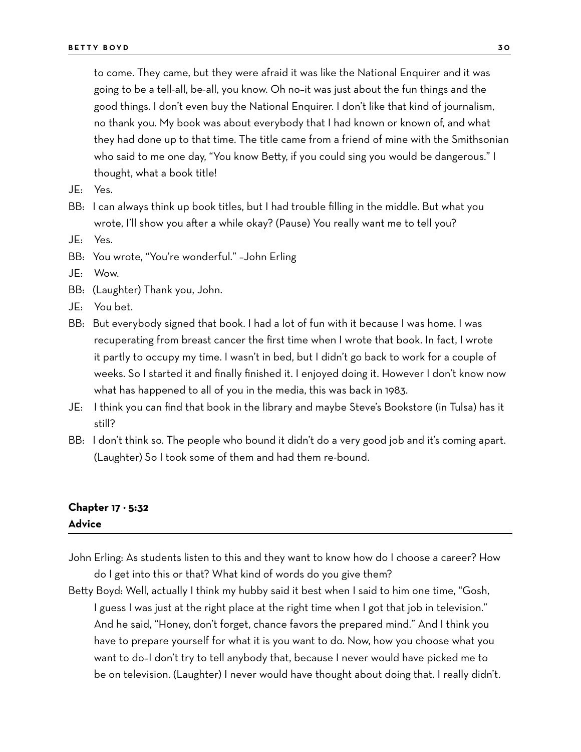to come. They came, but they were afraid it was like the National Enquirer and it was going to be a tell-all, be-all, you know. Oh no–it was just about the fun things and the good things. I don't even buy the National Enquirer. I don't like that kind of journalism, no thank you. My book was about everybody that I had known or known of, and what they had done up to that time. The title came from a friend of mine with the Smithsonian who said to me one day, "You know Betty, if you could sing you would be dangerous." I thought, what a book title!

JE: Yes.

BB: I can always think up book titles, but I had trouble filling in the middle. But what you wrote, I'll show you after a while okay? (Pause) You really want me to tell you?

JE: Yes.

BB: You wrote, "You're wonderful." –John Erling

JE: Wow.

BB: (Laughter) Thank you, John.

JE: You bet.

BB: But everybody signed that book. I had a lot of fun with it because I was home. I was recuperating from breast cancer the first time when I wrote that book. In fact, I wrote it partly to occupy my time. I wasn't in bed, but I didn't go back to work for a couple of weeks. So I started it and finally finished it. I enjoyed doing it. However I don't know now what has happened to all of you in the media, this was back in 1983.

JE: I think you can find that book in the library and maybe Steve's Bookstore (in Tulsa) has it still?

BB: I don't think so. The people who bound it didn't do a very good job and it's coming apart. (Laughter) So I took some of them and had them re-bound.

## Chapter 17 · 5:32
## Advice

John Erling: As students listen to this and they want to know how do I choose a career? How do I get into this or that? What kind of words do you give them?

Betty Boyd: Well, actually I think my hubby said it best when I said to him one time, "Gosh, I guess I was just at the right place at the right time when I got that job in television." And he said, "Honey, don't forget, chance favors the prepared mind." And I think you have to prepare yourself for what it is you want to do. Now, how you choose what you want to do–I don't try to tell anybody that, because I never would have picked me to be on television. (Laughter) I never would have thought about doing that. I really didn't.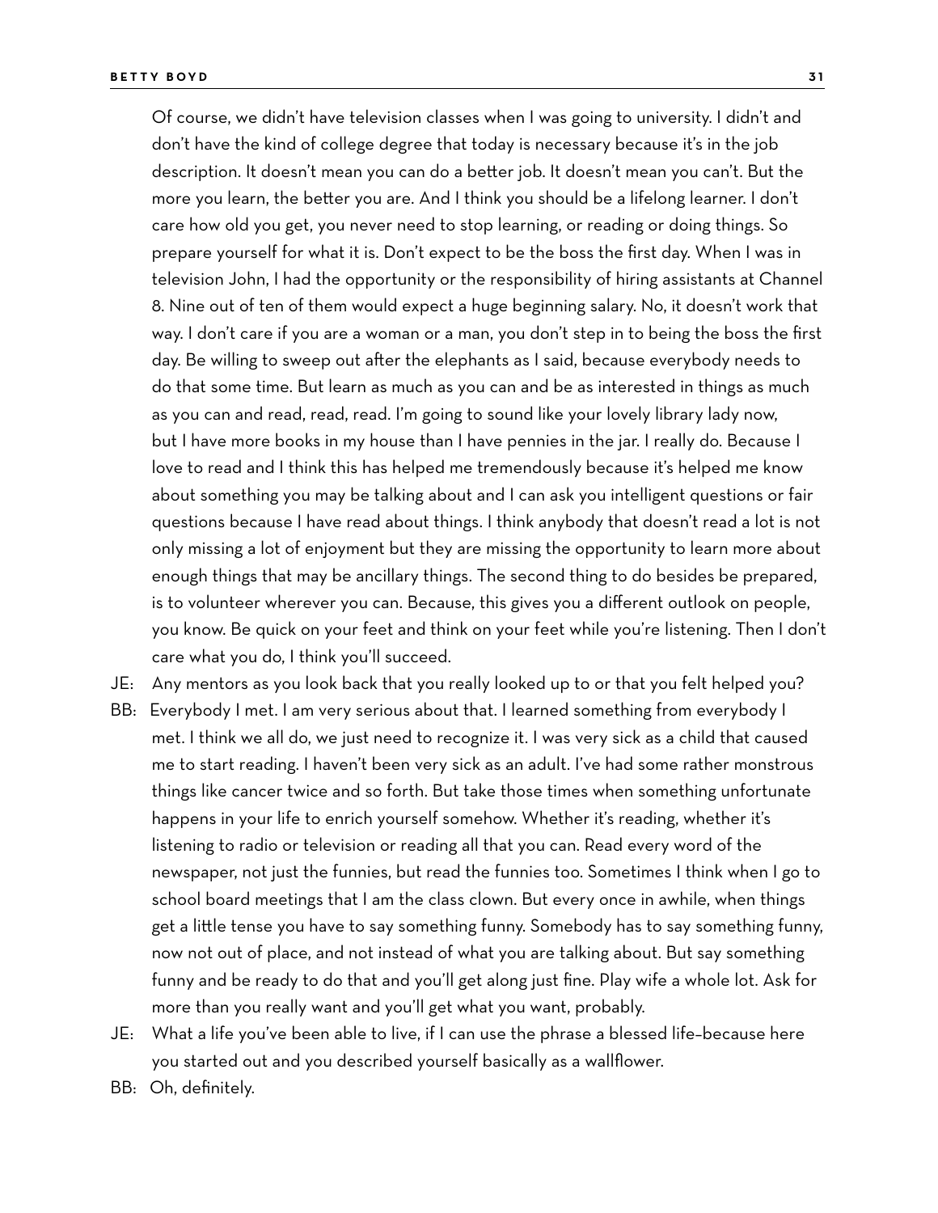Of course, we didn't have television classes when I was going to university. I didn't and don't have the kind of college degree that today is necessary because it's in the job description. It doesn't mean you can do a better job. It doesn't mean you can't. But the more you learn, the better you are. And I think you should be a lifelong learner. I don't care how old you get, you never need to stop learning, or reading or doing things. So prepare yourself for what it is. Don't expect to be the boss the first day. When I was in television John, I had the opportunity or the responsibility of hiring assistants at Channel 8. Nine out of ten of them would expect a huge beginning salary. No, it doesn't work that way. I don't care if you are a woman or a man, you don't step in to being the boss the first day. Be willing to sweep out after the elephants as I said, because everybody needs to do that some time. But learn as much as you can and be as interested in things as much as you can and read, read, read. I'm going to sound like your lovely library lady now, but I have more books in my house than I have pennies in the jar. I really do. Because I love to read and I think this has helped me tremendously because it's helped me know about something you may be talking about and I can ask you intelligent questions or fair questions because I have read about things. I think anybody that doesn't read a lot is not only missing a lot of enjoyment but they are missing the opportunity to learn more about enough things that may be ancillary things. The second thing to do besides be prepared, is to volunteer wherever you can. Because, this gives you a different outlook on people, you know. Be quick on your feet and think on your feet while you're listening. Then I don't care what you do, I think you'll succeed.

JE: Any mentors as you look back that you really looked up to or that you felt helped you?

BB: Everybody I met. I am very serious about that. I learned something from everybody I met. I think we all do, we just need to recognize it. I was very sick as a child that caused me to start reading. I haven't been very sick as an adult. I've had some rather monstrous things like cancer twice and so forth. But take those times when something unfortunate happens in your life to enrich yourself somehow. Whether it's reading, whether it's listening to radio or television or reading all that you can. Read every word of the newspaper, not just the funnies, but read the funnies too. Sometimes I think when I go to school board meetings that I am the class clown. But every once in awhile, when things get a little tense you have to say something funny. Somebody has to say something funny, now not out of place, and not instead of what you are talking about. But say something funny and be ready to do that and you'll get along just fine. Play wife a whole lot. Ask for more than you really want and you'll get what you want, probably.

JE: What a life you've been able to live, if I can use the phrase a blessed life–because here you started out and you described yourself basically as a wallflower.

BB: Oh, definitely.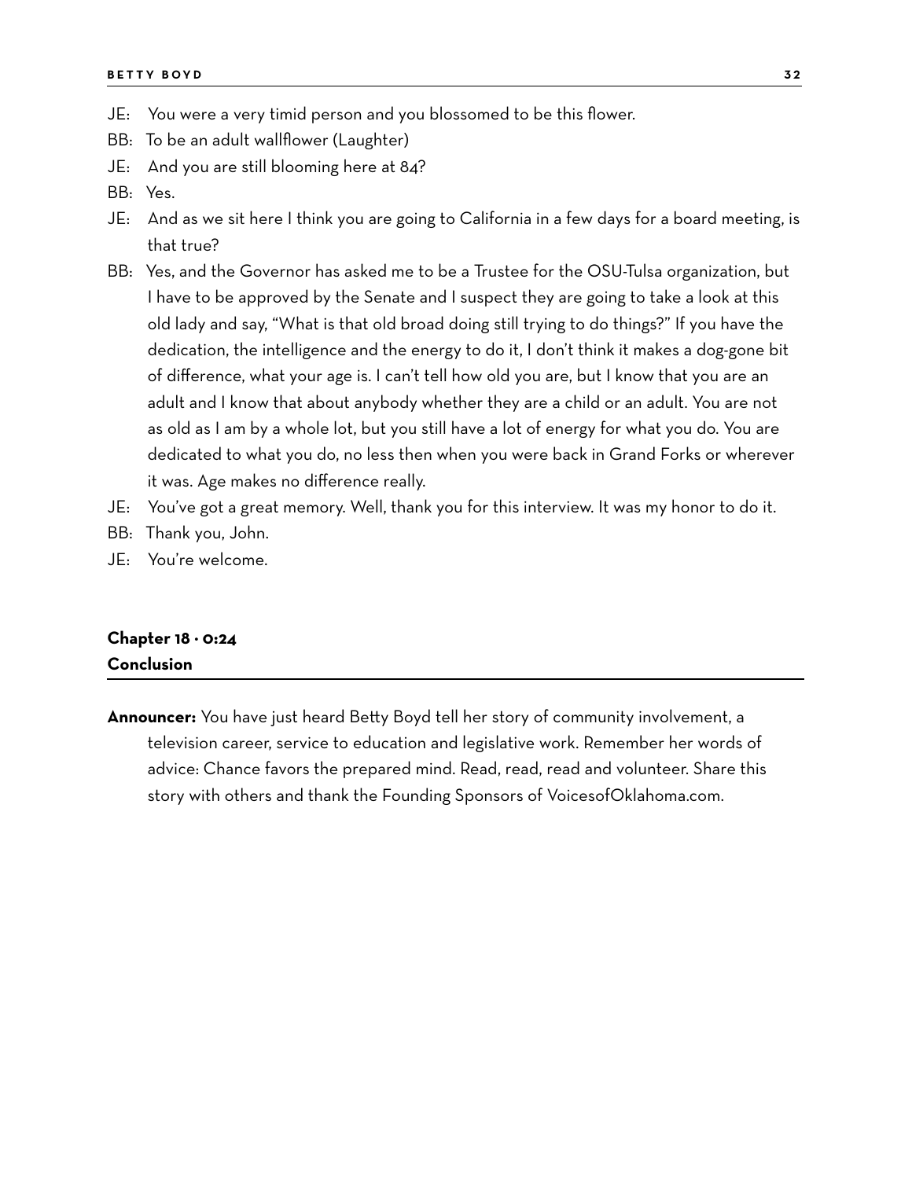JE: You were a very timid person and you blossomed to be this flower.

BB: To be an adult wallflower (Laughter)

JE: And you are still blooming here at 84?

BB: Yes.

JE: And as we sit here I think you are going to California in a few days for a board meeting, is that true?

BB: Yes, and the Governor has asked me to be a Trustee for the OSU-Tulsa organization, but I have to be approved by the Senate and I suspect they are going to take a look at this old lady and say, "What is that old broad doing still trying to do things?" If you have the dedication, the intelligence and the energy to do it, I don't think it makes a dog-gone bit of difference, what your age is. I can't tell how old you are, but I know that you are an adult and I know that about anybody whether they are a child or an adult. You are not as old as I am by a whole lot, but you still have a lot of energy for what you do. You are dedicated to what you do, no less then when you were back in Grand Forks or wherever it was. Age makes no difference really.

JE: You've got a great memory. Well, thank you for this interview. It was my honor to do it.

BB: Thank you, John.

JE: You're welcome.

## Chapter 18 · 0:24
## Conclusion

**Announcer:** You have just heard Betty Boyd tell her story of community involvement, a television career, service to education and legislative work. Remember her words of advice: Chance favors the prepared mind. Read, read, read and volunteer. Share this story with others and thank the Founding Sponsors of VoicesofOklahoma.com.